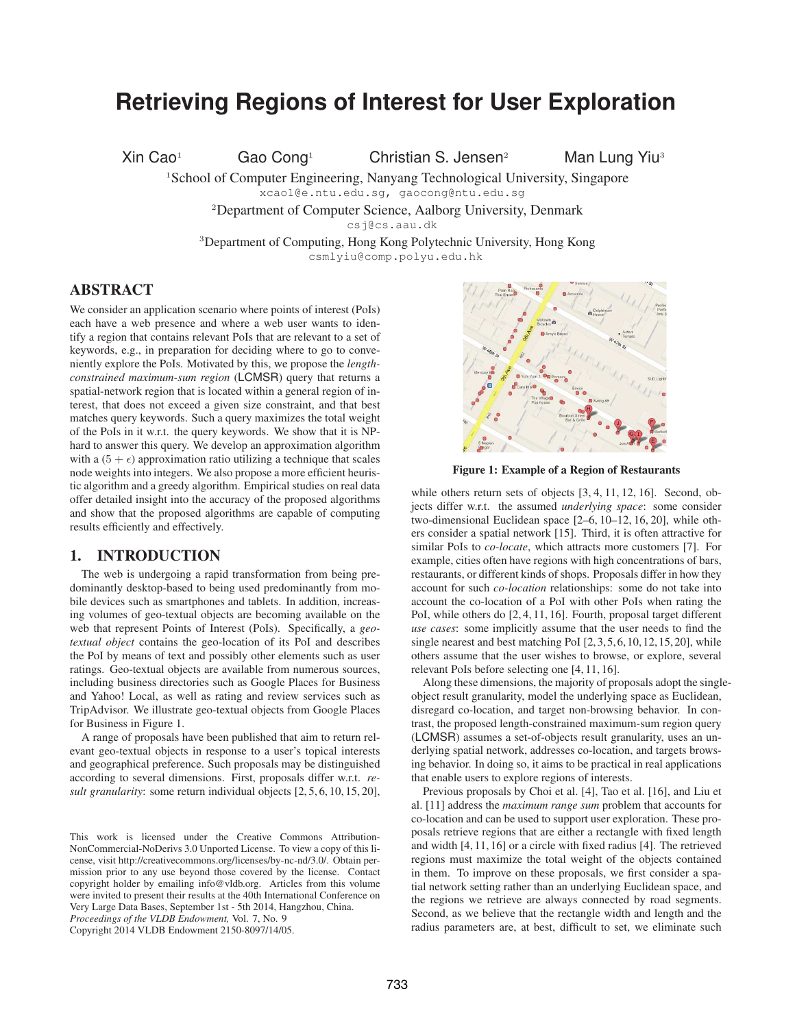# Retrieving Regions of Interest for User Exploration

Xin Cao[1] Gao Cong[1] Christian S. Jensen[2] Man Lung Yiu[3]

[1]School of Computer Engineering, Nanyang Technological University, Singapore
xcao1@e.ntu.edu.sg, gaocong@ntu.edu.sg

[2]Department of Computer Science, Aalborg University, Denmark
csj@cs.aau.dk

[3]Department of Computing, Hong Kong Polytechnic University, Hong Kong
csmlyiu@comp.polyu.edu.hk

## ABSTRACT

We consider an application scenario where points of interest (PoIs) each have a web presence and where a web user wants to identify a region that contains relevant PoIs that are relevant to a set of keywords, e.g., in preparation for deciding where to go to conveniently explore the PoIs. Motivated by this, we propose the *length-constrained maximum-sum region* (LCMSR) query that returns a spatial-network region that is located within a general region of interest, that does not exceed a given size constraint, and that best matches query keywords. Such a query maximizes the total weight of the PoIs in it w.r.t. the query keywords. We show that it is NP-hard to answer this query. We develop an approximation algorithm with a $(5 + \epsilon)$ approximation ratio utilizing a technique that scales node weights into integers. We also propose a more efficient heuristic algorithm and a greedy algorithm. Empirical studies on real data offer detailed insight into the accuracy of the proposed algorithms and show that the proposed algorithms are capable of computing results efficiently and effectively.

## 1. INTRODUCTION

The web is undergoing a rapid transformation from being predominantly desktop-based to being used predominantly from mobile devices such as smartphones and tablets. In addition, increasing volumes of geo-textual objects are becoming available on the web that represent Points of Interest (PoIs). Specifically, a *geo-textual object* contains the geo-location of its PoI and describes the PoI by means of text and possibly other elements such as user ratings. Geo-textual objects are available from numerous sources, including business directories such as Google Places for Business and Yahoo! Local, as well as rating and review services such as TripAdvisor. We illustrate geo-textual objects from Google Places for Business in Figure 1.

A range of proposals have been published that aim to return relevant geo-textual objects in response to a user's topical interests and geographical preference. Such proposals may be distinguished according to several dimensions. First, proposals differ w.r.t. *result granularity*: some return individual objects [2, 5, 6, 10, 15, 20], while others return sets of objects [3, 4, 11, 12, 16]. Second, objects differ w.r.t. the assumed *underlying space*: some consider two-dimensional Euclidean space [2–6, 10–12, 16, 20], while others consider a spatial network [15]. Third, it is often attractive for similar PoIs to *co-locate*, which attracts more customers [7]. For example, cities often have regions with high concentrations of bars, restaurants, or different kinds of shops. Proposals differ in how they account for such *co-location* relationships: some do not take into account the co-location of a PoI with other PoIs when rating the PoI, while others do [2, 4, 11, 16]. Fourth, proposal target different *use cases*: some implicitly assume that the user needs to find the single nearest and best matching PoI [2, 3, 5, 6, 10, 12, 15, 20], while others assume that the user wishes to browse, or explore, several relevant PoIs before selecting one [4, 11, 16].

Figure 1: Example of a Region of Restaurants

Along these dimensions, the majority of proposals adopt the single-object result granularity, model the underlying space as Euclidean, disregard co-location, and target non-browsing behavior. In contrast, the proposed length-constrained maximum-sum region query (LCMSR) assumes a set-of-objects result granularity, uses an underlying spatial network, addresses co-location, and targets browsing behavior. In doing so, it aims to be practical in real applications that enable users to explore regions of interests.

Previous proposals by Choi et al. [4], Tao et al. [16], and Liu et al. [11] address the *maximum range sum* problem that accounts for co-location and can be used to support user exploration. These proposals retrieve regions that are either a rectangle with fixed length and width [4, 11, 16] or a circle with fixed radius [4]. The retrieved regions must maximize the total weight of the objects contained in them. To improve on these proposals, we first consider a spatial network setting rather than an underlying Euclidean space, and the regions we retrieve are always connected by road segments. Second, as we believe that the rectangle width and length and the radius parameters are, at best, difficult to set, we eliminate such

This work is licensed under the Creative Commons Attribution-NonCommercial-NoDerivs 3.0 Unported License. To view a copy of this license, visit http://creativecommons.org/licenses/by-nc-nd/3.0/. Obtain permission prior to any use beyond those covered by the license. Contact copyright holder by emailing info@vldb.org. Articles from this volume were invited to present their results at the 40th International Conference on Very Large Data Bases, September 1st - 5th 2014, Hangzhou, China.
*Proceedings of the VLDB Endowment,* Vol. 7, No. 9
Copyright 2014 VLDB Endowment 2150-8097/14/05.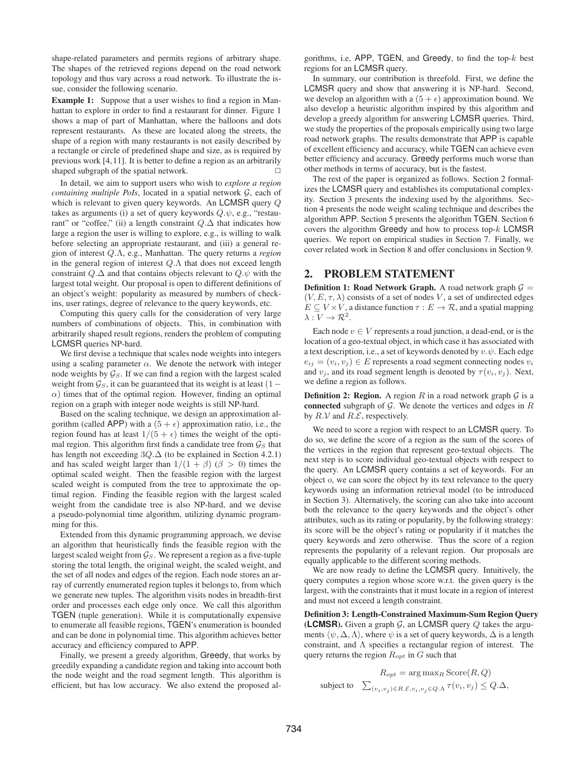shape-related parameters and permits regions of arbitrary shape. The shapes of the retrieved regions depend on the road network topology and thus vary across a road network. To illustrate the issue, consider the following scenario.

**Example 1:** Suppose that a user wishes to find a region in Manhattan to explore in order to find a restaurant for dinner. Figure 1 shows a map of part of Manhattan, where the balloons and dots represent restaurants. As these are located along the streets, the shape of a region with many restaurants is not easily described by a rectangle or circle of predefined shape and size, as is required by previous work [4,11]. It is better to define a region as an arbitrarily shaped subgraph of the spatial network. □

In detail, we aim to support users who wish to *explore a region containing multiple PoIs*, located in a spatial network $\mathcal{G}$, each of which is relevant to given query keywords. An LCMSR query $Q$ takes as arguments (i) a set of query keywords $Q.\psi$, e.g., "restaurant" or "coffee," (ii) a length constraint $Q.\Delta$ that indicates how large a region the user is willing to explore, e.g., is willing to walk before selecting an appropriate restaurant, and (iii) a general region of interest $Q.\Lambda$, e.g., Manhattan. The query returns a *region* in the general region of interest $Q.\Lambda$ that does not exceed length constraint $Q.\Delta$ and that contains objects relevant to $Q.\psi$ with the largest total weight. Our proposal is open to different definitions of an object's weight: popularity as measured by numbers of check-ins, user ratings, degree of relevance to the query keywords, etc.

Computing this query calls for the consideration of very large numbers of combinations of objects. This, in combination with arbitrarily shaped result regions, renders the problem of computing LCMSR queries NP-hard.

We first devise a technique that scales node weights into integers using a scaling parameter $\alpha$. We denote the network with integer node weights by $\mathcal{G}_S$. If we can find a region with the largest scaled weight from $\mathcal{G}_S$, it can be guaranteed that its weight is at least $(1-\alpha)$ times that of the optimal region. However, finding an optimal region on a graph with integer node weights is still NP-hard.

Based on the scaling technique, we design an approximation algorithm (called APP) with a $(5+\epsilon)$ approximation ratio, i.e., the region found has at least $1/(5+\epsilon)$ times the weight of the optimal region. This algorithm first finds a candidate tree from $\mathcal{G}_S$ that has length not exceeding $3Q.\Delta$ (to be explained in Section 4.2.1) and has scaled weight larger than $1/(1+\beta)$ ($\beta > 0$) times the optimal scaled weight. Then the feasible region with the largest scaled weight is computed from the tree to approximate the optimal region. Finding the feasible region with the largest scaled weight from the candidate tree is also NP-hard, and we devise a pseudo-polynomial time algorithm, utilizing dynamic programming for this.

Extended from this dynamic programming approach, we devise an algorithm that heuristically finds the feasible region with the largest scaled weight from $\mathcal{G}_S$. We represent a region as a five-tuple storing the total length, the original weight, the scaled weight, and the set of all nodes and edges of the region. Each node stores an array of currently enumerated region tuples it belongs to, from which we generate new tuples. The algorithm visits nodes in breadth-first order and processes each edge only once. We call this algorithm TGEN (tuple generation). While it is computationally expensive to enumerate all feasible regions, TGEN's enumeration is bounded and can be done in polynomial time. This algorithm achieves better accuracy and efficiency compared to APP.

Finally, we present a greedy algorithm, Greedy, that works by greedily expanding a candidate region and taking into account both the node weight and the road segment length. This algorithm is efficient, but has low accuracy. We also extend the proposed algorithms, i.e, APP, TGEN, and Greedy, to find the top-$k$ best regions for an LCMSR query.

In summary, our contribution is threefold. First, we define the LCMSR query and show that answering it is NP-hard. Second, we develop an algorithm with a $(5+\epsilon)$ approximation bound. We also develop a heuristic algorithm inspired by this algorithm and develop a greedy algorithm for answering LCMSR queries. Third, we study the properties of the proposals empirically using two large road network graphs. The results demonstrate that APP is capable of excellent efficiency and accuracy, while TGEN can achieve even better efficiency and accuracy. Greedy performs much worse than other methods in terms of accuracy, but is the fastest.

The rest of the paper is organized as follows. Section 2 formalizes the LCMSR query and establishes its computational complexity. Section 3 presents the indexing used by the algorithms. Section 4 presents the node weight scaling technique and describes the algorithm APP. Section 5 presents the algorithm TGEN. Section 6 covers the algorithm Greedy and how to process top-$k$ LCMSR queries. We report on empirical studies in Section 7. Finally, we cover related work in Section 8 and offer conclusions in Section 9.

## 2. PROBLEM STATEMENT

**Definition 1: Road Network Graph.** A road network graph $\mathcal{G} = (V, E, \tau, \lambda)$ consists of a set of nodes $V$, a set of undirected edges $E \subseteq V \times V$, a distance function $\tau : E \rightarrow \mathcal{R}$, and a spatial mapping $\lambda : V \rightarrow \mathcal{R}^2$.

Each node $v \in V$ represents a road junction, a dead-end, or is the location of a geo-textual object, in which case it has associated with a text description, i.e., a set of keywords denoted by $v.\psi$. Each edge $e_{ij} = (v_i, v_j) \in E$ represents a road segment connecting nodes $v_i$ and $v_j$, and its road segment length is denoted by $\tau(v_i, v_j)$. Next, we define a region as follows.

**Definition 2: Region.** A region $R$ in a road network graph $\mathcal{G}$ is a **connected** subgraph of $\mathcal{G}$. We denote the vertices and edges in $R$ by $R.\mathcal{V}$ and $R.\mathcal{E}$, respectively.

We need to score a region with respect to an LCMSR query. To do so, we define the score of a region as the sum of the scores of the vertices in the region that represent geo-textual objects. The next step is to score individual geo-textual objects with respect to the query. An LCMSR query contains a set of keywords. For an object $o$, we can score the object by its text relevance to the query keywords using an information retrieval model (to be introduced in Section 3). Alternatively, the scoring can also take into account both the relevance to the query keywords and the object's other attributes, such as its rating or popularity, by the following strategy: its score will be the object's rating or popularity if it matches the query keywords and zero otherwise. Thus the score of a region represents the popularity of a relevant region. Our proposals are equally applicable to the different scoring methods.

We are now ready to define the LCMSR query. Intuitively, the query computes a region whose score w.r.t. the given query is the largest, with the constraints that it must locate in a region of interest and must not exceed a length constraint.

**Definition 3: Length-Constrained Maximum-Sum Region Query (LCMSR).** Given a graph $\mathcal{G}$, an LCMSR query $Q$ takes the arguments $\langle \psi, \Delta, \Lambda \rangle$, where $\psi$ is a set of query keywords, $\Delta$ is a length constraint, and $\Lambda$ specifies a rectangular region of interest. The query returns the region $R_{opt}$ in $G$ such that

$$R_{opt} = \arg\max_R \text{Score}(R, Q)$$

$$\text{subject to} \quad \sum_{(v_i, v_j) \in R.\mathcal{E}, v_i, v_j \in Q.\Lambda} \tau(v_i, v_j) \leq Q.\Delta,$$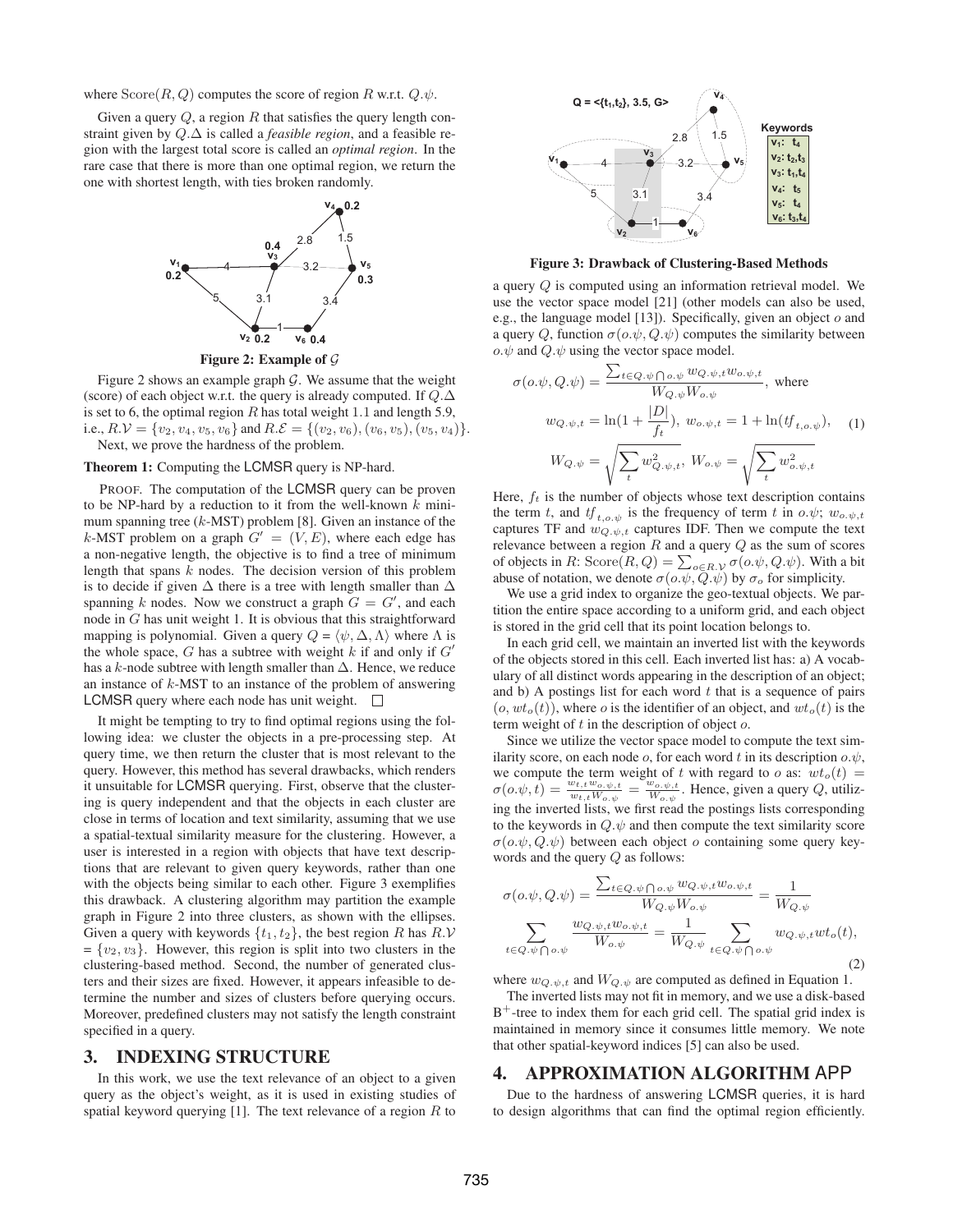where $\text{Score}(R, Q)$ computes the score of region $R$ w.r.t. $Q.\psi$.

Given a query $Q$, a region $R$ that satisfies the query length constraint given by $Q.\Delta$ is called a *feasible region*, and a feasible region with the largest total score is called an *optimal region*. In the rare case that there is more than one optimal region, we return the one with shortest length, with ties broken randomly.

**Figure 2: Example of $\mathcal{G}$**

Figure 2 shows an example graph $\mathcal{G}$. We assume that the weight (score) of each object w.r.t. the query is already computed. If $Q.\Delta$ is set to 6, the optimal region $R$ has total weight 1.1 and length 5.9, i.e., $R.\mathcal{V} = \{v_2, v_4, v_5, v_6\}$ and $R.\mathcal{E} = \{(v_2, v_6), (v_6, v_5), (v_5, v_4)\}$.

Next, we prove the hardness of the problem.

**Theorem 1:** Computing the LCMSR query is NP-hard.

PROOF. The computation of the LCMSR query can be proven to be NP-hard by a reduction to it from the well-known $k$ minimum spanning tree ($k$-MST) problem [8]. Given an instance of the $k$-MST problem on a graph $G' = (V, E)$, where each edge has a non-negative length, the objective is to find a tree of minimum length that spans $k$ nodes. The decision version of this problem is to decide if given $\Delta$ there is a tree with length smaller than $\Delta$ spanning $k$ nodes. Now we construct a graph $G = G'$, and each node in $G$ has unit weight 1. It is obvious that this straightforward mapping is polynomial. Given a query $Q = \langle \psi, \Delta, \Lambda \rangle$ where $\Lambda$ is the whole space, $G$ has a subtree with weight $k$ if and only if $G'$ has a $k$-node subtree with length smaller than $\Delta$. Hence, we reduce an instance of $k$-MST to an instance of the problem of answering LCMSR query where each node has unit weight. □

It might be tempting to try to find optimal regions using the following idea: we cluster the objects in a pre-processing step. At query time, we then return the cluster that is most relevant to the query. However, this method has several drawbacks, which renders it unsuitable for LCMSR querying. First, observe that the clustering is query independent and that the objects in each cluster are close in terms of location and text similarity, assuming that we use a spatial-textual similarity measure for the clustering. However, a user is interested in a region with objects that have text descriptions that are relevant to given query keywords, rather than one with the objects being similar to each other. Figure 3 exemplifies this drawback. A clustering algorithm may partition the example graph in Figure 2 into three clusters, as shown with the ellipses. Given a query with keywords $\{t_1, t_2\}$, the best region $R$ has $R.\mathcal{V} = \{v_2, v_3\}$. However, this region is split into two clusters in the clustering-based method. Second, the number of generated clusters and their sizes are fixed. However, it appears infeasible to determine the number and sizes of clusters before querying occurs. Moreover, predefined clusters may not satisfy the length constraint specified in a query.

## 3. INDEXING STRUCTURE

In this work, we use the text relevance of an object to a given query as the object's weight, as it is used in existing studies of spatial keyword querying [1]. The text relevance of a region $R$ to a query $Q$ is computed using an information retrieval model. We use the vector space model [21] (other models can also be used, e.g., the language model [13]). Specifically, given an object $o$ and a query $Q$, function $\sigma(o.\psi, Q.\psi)$ computes the similarity between $o.\psi$ and $Q.\psi$ using the vector space model.

**Figure 3: Drawback of Clustering-Based Methods**

$$\sigma(o.\psi, Q.\psi) = \frac{\sum_{t \in Q.\psi \bigcap o.\psi} w_{Q.\psi,t} w_{o.\psi,t}}{W_{Q.\psi} W_{o.\psi}}, \text{ where}$$

$$w_{Q.\psi,t} = \ln(1 + \frac{|D|}{f_t}), \; w_{o.\psi,t} = 1 + \ln(tf_{t,o.\psi}), \quad (1)$$

$$W_{Q.\psi} = \sqrt{\sum_t w_{Q.\psi,t}^2}, \; W_{o.\psi} = \sqrt{\sum_t w_{o.\psi,t}^2}$$

Here, $f_t$ is the number of objects whose text description contains the term $t$, and $tf_{t,o.\psi}$ is the frequency of term $t$ in $o.\psi$; $w_{o.\psi,t}$ captures TF and $w_{Q.\psi,t}$ captures IDF. Then we compute the text relevance between a region $R$ and a query $Q$ as the sum of scores of objects in $R$: $\text{Score}(R, Q) = \sum_{o \in R.\mathcal{V}} \sigma(o.\psi, Q.\psi)$. With a bit abuse of notation, we denote $\sigma(o.\psi, Q.\psi)$ by $\sigma_o$ for simplicity.

We use a grid index to organize the geo-textual objects. We partition the entire space according to a uniform grid, and each object is stored in the grid cell that its point location belongs to.

In each grid cell, we maintain an inverted list with the keywords of the objects stored in this cell. Each inverted list has: a) A vocabulary of all distinct words appearing in the description of an object; and b) A postings list for each word $t$ that is a sequence of pairs $(o, wt_o(t))$, where $o$ is the identifier of an object, and $wt_o(t)$ is the term weight of $t$ in the description of object $o$.

Since we utilize the vector space model to compute the text similarity score, on each node $o$, for each word $t$ in its description $o.\psi$, we compute the term weight of $t$ with regard to $o$ as: $wt_o(t) = \sigma(o.\psi, t) = \frac{w_{t,t} w_{o.\psi,t}}{w_{t,t} W_{o.\psi}} = \frac{w_{o.\psi,t}}{W_{o.\psi}}$. Hence, given a query $Q$, utilizing the inverted lists, we first read the postings lists corresponding to the keywords in $Q.\psi$ and then compute the text similarity score $\sigma(o.\psi, Q.\psi)$ between each object $o$ containing some query keywords and the query $Q$ as follows:

$$\sigma(o.\psi, Q.\psi) = \frac{\sum_{t \in Q.\psi \bigcap o.\psi} w_{Q.\psi,t} w_{o.\psi,t}}{W_{Q.\psi} W_{o.\psi}} = \frac{1}{W_{Q.\psi}} \sum_{t \in Q.\psi \bigcap o.\psi} \frac{w_{Q.\psi,t} w_{o.\psi,t}}{W_{o.\psi}} = \frac{1}{W_{Q.\psi}} \sum_{t \in Q.\psi \bigcap o.\psi} w_{Q.\psi,t} wt_o(t), \quad (2)$$

where $w_{Q.\psi,t}$ and $W_{Q.\psi}$ are computed as defined in Equation 1.

The inverted lists may not fit in memory, and we use a disk-based B$^+$-tree to index them for each grid cell. The spatial grid index is maintained in memory since it consumes little memory. We note that other spatial-keyword indices [5] can also be used.

## 4. APPROXIMATION ALGORITHM APP

Due to the hardness of answering LCMSR queries, it is hard to design algorithms that can find the optimal region efficiently.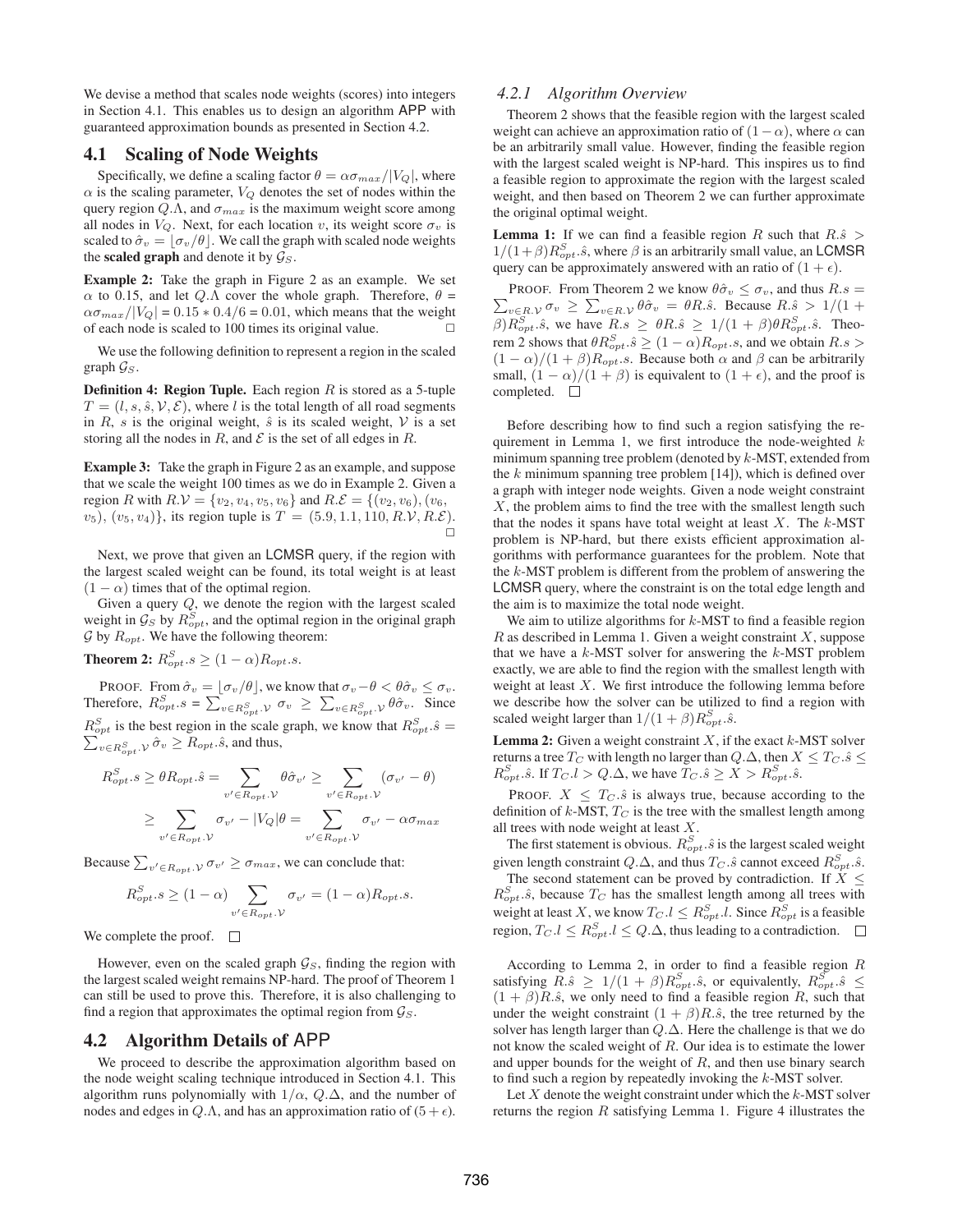We devise a method that scales node weights (scores) into integers in Section 4.1. This enables us to design an algorithm APP with guaranteed approximation bounds as presented in Section 4.2.

## 4.1 Scaling of Node Weights

Specifically, we define a scaling factor $\theta = \alpha\sigma_{max}/|V_Q|$, where $\alpha$ is the scaling parameter, $V_Q$ denotes the set of nodes within the query region $Q.\Lambda$, and $\sigma_{max}$ is the maximum weight score among all nodes in $V_Q$. Next, for each location $v$, its weight score $\sigma_v$ is scaled to $\hat{\sigma}_v = \lfloor \sigma_v/\theta \rfloor$. We call the graph with scaled node weights the **scaled graph** and denote it by $\mathcal{G}_S$.

**Example 2:** Take the graph in Figure 2 as an example. We set $\alpha$ to 0.15, and let $Q.\Lambda$ cover the whole graph. Therefore, $\theta = \alpha\sigma_{max}/|V_Q| = 0.15 * 0.4/6 = 0.01$, which means that the weight of each node is scaled to 100 times its original value. □

We use the following definition to represent a region in the scaled graph $\mathcal{G}_S$.

**Definition 4: Region Tuple.** Each region $R$ is stored as a 5-tuple $T = (l, s, \hat{s}, \mathcal{V}, \mathcal{E})$, where $l$ is the total length of all road segments in $R$, $s$ is the original weight, $\hat{s}$ is its scaled weight, $\mathcal{V}$ is a set storing all the nodes in $R$, and $\mathcal{E}$ is the set of all edges in $R$.

**Example 3:** Take the graph in Figure 2 as an example, and suppose that we scale the weight 100 times as we do in Example 2. Given a region $R$ with $R.\mathcal{V} = \{v_2, v_4, v_5, v_6\}$ and $R.\mathcal{E} = \{(v_2, v_6), (v_6, v_5), (v_5, v_4)\}$, its region tuple is $T = (5.9, 1.1, 110, R.\mathcal{V}, R.\mathcal{E})$. □

Next, we prove that given an LCMSR query, if the region with the largest scaled weight can be found, its total weight is at least $(1 - \alpha)$ times that of the optimal region.

Given a query $Q$, we denote the region with the largest scaled weight in $\mathcal{G}_S$ by $R^S_{opt}$, and the optimal region in the original graph $\mathcal{G}$ by $R_{opt}$. We have the following theorem:

**Theorem 2:** $R^S_{opt}.s \geq (1 - \alpha)R_{opt}.s$.

PROOF. From $\hat{\sigma}_v = \lfloor \sigma_v/\theta \rfloor$, we know that $\sigma_v - \theta < \theta\hat{\sigma}_v \leq \sigma_v$. Therefore, $R^S_{opt}.s = \sum_{v \in R^S_{opt}.\mathcal{V}} \sigma_v \geq \sum_{v \in R^S_{opt}.\mathcal{V}} \theta\hat{\sigma}_v$. Since $R^S_{opt}$ is the best region in the scale graph, we know that $R^S_{opt}.\hat{s} = \sum_{v \in R^S_{opt}.\mathcal{V}} \hat{\sigma}_v \geq R_{opt}.\hat{s}$, and thus,

$$R^S_{opt}.s \geq \theta R_{opt}.\hat{s} = \sum_{v' \in R_{opt}.\mathcal{V}} \theta\hat{\sigma}_{v'} \geq \sum_{v' \in R_{opt}.\mathcal{V}} (\sigma_{v'} - \theta)$$

$$\geq \sum_{v' \in R_{opt}.\mathcal{V}} \sigma_{v'} - |V_Q|\theta = \sum_{v' \in R_{opt}.\mathcal{V}} \sigma_{v'} - \alpha\sigma_{max}$$

Because $\sum_{v' \in R_{opt}.\mathcal{V}} \sigma_{v'} \geq \sigma_{max}$, we can conclude that:

$$R^S_{opt}.s \geq (1 - \alpha) \sum_{v' \in R_{opt}.\mathcal{V}} \sigma_{v'} = (1 - \alpha)R_{opt}.s.$$

We complete the proof. □

However, even on the scaled graph $\mathcal{G}_S$, finding the region with the largest scaled weight remains NP-hard. The proof of Theorem 1 can still be used to prove this. Therefore, it is also challenging to find a region that approximates the optimal region from $\mathcal{G}_S$.

## 4.2 Algorithm Details of APP

We proceed to describe the approximation algorithm based on the node weight scaling technique introduced in Section 4.1. This algorithm runs polynomially with $1/\alpha$, $Q.\Delta$, and the number of nodes and edges in $Q.\Lambda$, and has an approximation ratio of $(5 + \epsilon)$.

### 4.2.1 Algorithm Overview

Theorem 2 shows that the feasible region with the largest scaled weight can achieve an approximation ratio of $(1 - \alpha)$, where $\alpha$ can be an arbitrarily small value. However, finding the feasible region with the largest scaled weight is NP-hard. This inspires us to find a feasible region to approximate the region with the largest scaled weight, and then based on Theorem 2 we can further approximate the original optimal weight.

**Lemma 1:** If we can find a feasible region $R$ such that $R.\hat{s} > 1/(1+\beta)R^S_{opt}.\hat{s}$, where $\beta$ is an arbitrarily small value, an LCMSR query can be approximately answered with an ratio of $(1 + \epsilon)$.

PROOF. From Theorem 2 we know $\theta\hat{\sigma}_v \leq \sigma_v$, and thus $R.s = \sum_{v \in R.\mathcal{V}} \sigma_v \geq \sum_{v \in R.\mathcal{V}} \theta\hat{\sigma}_v = \theta R.\hat{s}$. Because $R.\hat{s} > 1/(1 + \beta)R^S_{opt}.\hat{s}$, we have $R.s \geq \theta R.\hat{s} \geq 1/(1 + \beta)\theta R^S_{opt}.\hat{s}$. Theorem 2 shows that $\theta R^S_{opt}.\hat{s} \geq (1 - \alpha)R_{opt}.s$, and we obtain $R.s > (1 - \alpha)/(1 + \beta)R_{opt}.s$. Because both $\alpha$ and $\beta$ can be arbitrarily small, $(1 - \alpha)/(1 + \beta)$ is equivalent to $(1 + \epsilon)$, and the proof is completed. □

Before describing how to find such a region satisfying the requirement in Lemma 1, we first introduce the node-weighted $k$ minimum spanning tree problem (denoted by $k$-MST, extended from the $k$ minimum spanning tree problem [14]), which is defined over a graph with integer node weights. Given a node weight constraint $X$, the problem aims to find the tree with the smallest length such that the nodes it spans have total weight at least $X$. The $k$-MST problem is NP-hard, but there exists efficient approximation algorithms with performance guarantees for the problem. Note that the $k$-MST problem is different from the problem of answering the LCMSR query, where the constraint is on the total edge length and the aim is to maximize the total node weight.

We aim to utilize algorithms for $k$-MST to find a feasible region $R$ as described in Lemma 1. Given a weight constraint $X$, suppose that we have a $k$-MST solver for answering the $k$-MST problem exactly, we are able to find the region with the smallest length with weight at least $X$. We first introduce the following lemma before we describe how the solver can be utilized to find a region with scaled weight larger than $1/(1 + \beta)R^S_{opt}.\hat{s}$.

**Lemma 2:** Given a weight constraint $X$, if the exact $k$-MST solver returns a tree $T_C$ with length no larger than $Q.\Delta$, then $X \leq T_C.\hat{s} \leq R^S_{opt}.\hat{s}$. If $T_C.l > Q.\Delta$, we have $T_C.\hat{s} \geq X > R^S_{opt}.\hat{s}$.

PROOF. $X \leq T_C.\hat{s}$ is always true, because according to the definition of $k$-MST, $T_C$ is the tree with the smallest length among all trees with node weight at least $X$.

The first statement is obvious. $R^S_{opt}.\hat{s}$ is the largest scaled weight given length constraint $Q.\Delta$, and thus $T_C.\hat{s}$ cannot exceed $R^S_{opt}.\hat{s}$.

The second statement can be proved by contradiction. If $X \leq R^S_{opt}.\hat{s}$, because $T_C$ has the smallest length among all trees with weight at least $X$, we know $T_C.l \leq R^S_{opt}.l$. Since $R^S_{opt}$ is a feasible region, $T_C.l \leq R^S_{opt}.l \leq Q.\Delta$, thus leading to a contradiction. □

According to Lemma 2, in order to find a feasible region $R$ satisfying $R.\hat{s} \geq 1/(1 + \beta)R^S_{opt}.\hat{s}$, or equivalently, $R^S_{opt}.\hat{s} \leq (1 + \beta)R.\hat{s}$, we only need to find a feasible region $R$, such that under the weight constraint $(1 + \beta)R.\hat{s}$, the tree returned by the solver has length larger than $Q.\Delta$. Here the challenge is that we do not know the scaled weight of $R$. Our idea is to estimate the lower and upper bounds for the weight of $R$, and then use binary search to find such a region by repeatedly invoking the $k$-MST solver.

Let $X$ denote the weight constraint under which the $k$-MST solver returns the region $R$ satisfying Lemma 1. Figure 4 illustrates the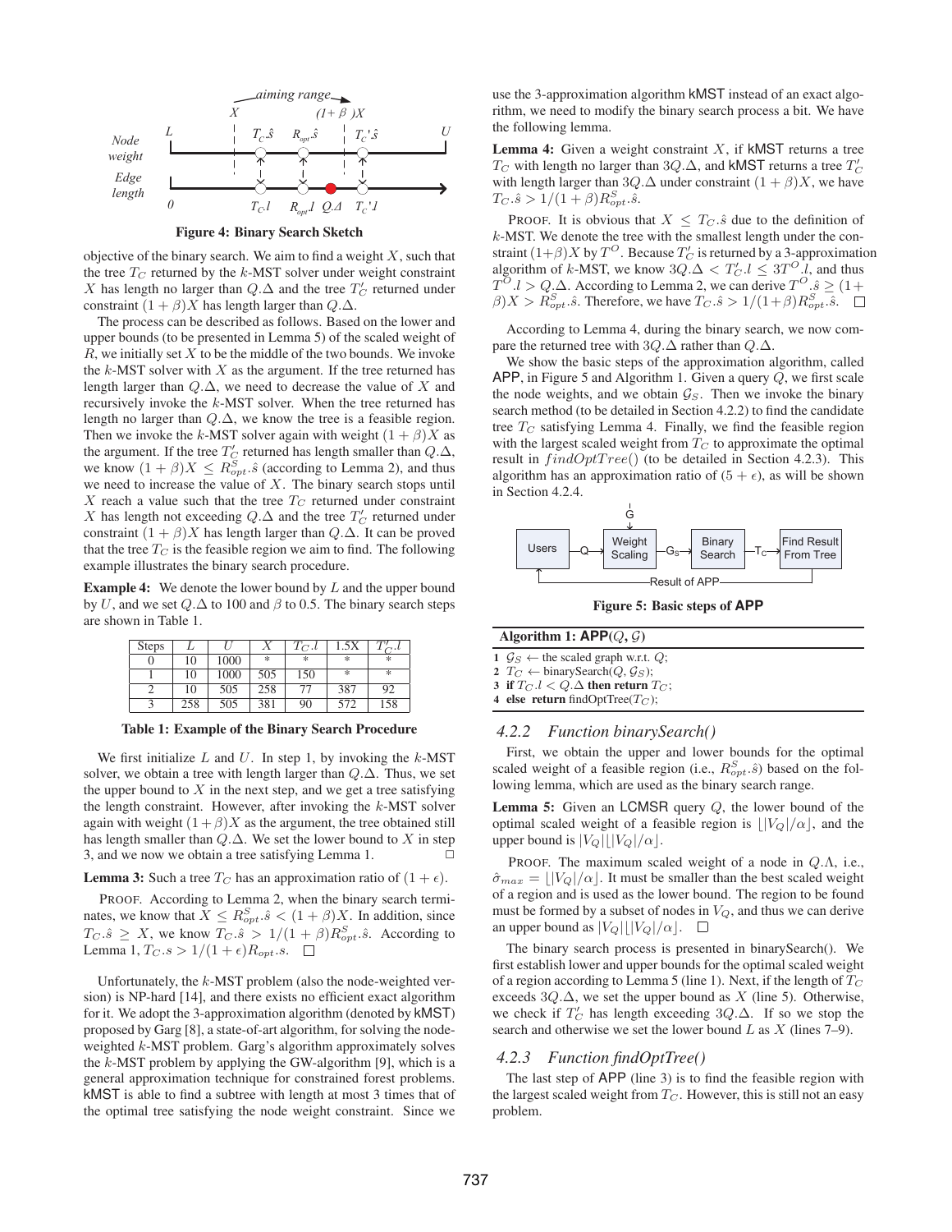Figure 4: Binary Search Sketch

objective of the binary search. We aim to find a weight $X$, such that the tree $T_C$ returned by the $k$-MST solver under weight constraint $X$ has length no larger than $Q.\Delta$ and the tree $T'_C$ returned under constraint $(1+\beta)X$ has length larger than $Q.\Delta$.

The process can be described as follows. Based on the lower and upper bounds (to be presented in Lemma 5) of the scaled weight of $R$, we initially set $X$ to be the middle of the two bounds. We invoke the $k$-MST solver with $X$ as the argument. If the tree returned has length larger than $Q.\Delta$, we need to decrease the value of $X$ and recursively invoke the $k$-MST solver. When the tree returned has length no larger than $Q.\Delta$, we know the tree is a feasible region. Then we invoke the $k$-MST solver again with weight $(1+\beta)X$ as the argument. If the tree $T'_C$ returned has length smaller than $Q.\Delta$, we know $(1+\beta)X \leq R^S_{opt}.\hat{s}$ (according to Lemma 2), and thus we need to increase the value of $X$. The binary search stops until $X$ reach a value such that the tree $T_C$ returned under constraint $X$ has length not exceeding $Q.\Delta$ and the tree $T'_C$ returned under constraint $(1+\beta)X$ has length larger than $Q.\Delta$. It can be proved that the tree $T_C$ is the feasible region we aim to find. The following example illustrates the binary search procedure.

**Example 4:** We denote the lower bound by $L$ and the upper bound by $U$, and we set $Q.\Delta$ to 100 and $\beta$ to 0.5. The binary search steps are shown in Table 1.

| Steps | $L$ | $U$ | $X$ | $T_C.l$ | 1.5X | $T'_C.l$ |
|---|---|---|---|---|---|---|
| 0 | 10 | 1000 | * | * | * | * |
| 1 | 10 | 1000 | 505 | 150 | * | * |
| 2 | 10 | 505 | 258 | 77 | 387 | 92 |
| 3 | 258 | 505 | 381 | 90 | 572 | 158 |

**Table 1: Example of the Binary Search Procedure**

We first initialize $L$ and $U$. In step 1, by invoking the $k$-MST solver, we obtain a tree with length larger than $Q.\Delta$. Thus, we set the upper bound to $X$ in the next step, and we get a tree satisfying the length constraint. However, after invoking the $k$-MST solver again with weight $(1+\beta)X$ as the argument, the tree obtained still has length smaller than $Q.\Delta$. We set the lower bound to $X$ in step 3, and we now we obtain a tree satisfying Lemma 1. □

**Lemma 3:** Such a tree $T_C$ has an approximation ratio of $(1+\epsilon)$.

PROOF. According to Lemma 2, when the binary search terminates, we know that $X \leq R^S_{opt}.\hat{s} < (1+\beta)X$. In addition, since $T_C.\hat{s} \geq X$, we know $T_C.\hat{s} > 1/(1+\beta)R^S_{opt}.\hat{s}$. According to Lemma 1, $T_C.s > 1/(1+\epsilon)R_{opt}.s$. □

Unfortunately, the $k$-MST problem (also the node-weighted version) is NP-hard [14], and there exists no efficient exact algorithm for it. We adopt the 3-approximation algorithm (denoted by kMST) proposed by Garg [8], a state-of-art algorithm, for solving the node-weighted $k$-MST problem. Garg's algorithm approximately solves the $k$-MST problem by applying the GW-algorithm [9], which is a general approximation technique for constrained forest problems. kMST is able to find a subtree with length at most 3 times that of the optimal tree satisfying the node weight constraint. Since we use the 3-approximation algorithm kMST instead of an exact algorithm, we need to modify the binary search process a bit. We have the following lemma.

**Lemma 4:** Given a weight constraint $X$, if kMST returns a tree $T_C$ with length no larger than $3Q.\Delta$, and kMST returns a tree $T'_C$ with length larger than $3Q.\Delta$ under constraint $(1+\beta)X$, we have $T_C.\hat{s} > 1/(1+\beta)R^S_{opt}.\hat{s}$.

PROOF. It is obvious that $X \leq T_C.\hat{s}$ due to the definition of $k$-MST. We denote the tree with the smallest length under the constraint $(1+\beta)X$ by $T^O$. Because $T'_C$ is returned by a 3-approximation algorithm of $k$-MST, we know $3Q.\Delta < T'_C.l \leq 3T^O.l$, and thus $T^O.l > Q.\Delta$. According to Lemma 2, we can derive $T^O.\hat{s} \geq (1+\beta)X > R^S_{opt}.\hat{s}$. Therefore, we have $T_C.\hat{s} > 1/(1+\beta)R^S_{opt}.\hat{s}$. □

According to Lemma 4, during the binary search, we now compare the returned tree with $3Q.\Delta$ rather than $Q.\Delta$.

We show the basic steps of the approximation algorithm, called APP, in Figure 5 and Algorithm 1. Given a query $Q$, we first scale the node weights, and we obtain $\mathcal{G}_S$. Then we invoke the binary search method (to be detailed in Section 4.2.2) to find the candidate tree $T_C$ satisfying Lemma 4. Finally, we find the feasible region with the largest scaled weight from $T_C$ to approximate the optimal result in $findOptTree()$ (to be detailed in Section 4.2.3). This algorithm has an approximation ratio of $(5+\epsilon)$, as will be shown in Section 4.2.4.

**Figure 5: Basic steps of APP**

**Algorithm 1: APP($Q$, $\mathcal{G}$)**

```
1  G_S ← the scaled graph w.r.t. Q;
2  T_C ← binarySearch(Q, G_S);
3  if T_C.l < Q.Δ then return T_C;
4  else return findOptTree(T_C);
```

### 4.2.2 Function binarySearch()

First, we obtain the upper and lower bounds for the optimal scaled weight of a feasible region (i.e., $R^S_{opt}.\hat{s}$) based on the following lemma, which are used as the binary search range.

**Lemma 5:** Given an LCMSR query $Q$, the lower bound of the optimal scaled weight of a feasible region is $\lfloor |V_Q|/\alpha \rfloor$, and the upper bound is $|V_Q|\lfloor |V_Q|/\alpha \rfloor$.

PROOF. The maximum scaled weight of a node in $Q.\Lambda$, i.e., $\hat{\sigma}_{max} = \lfloor |V_Q|/\alpha \rfloor$. It must be smaller than the best scaled weight of a region and is used as the lower bound. The region to be found must be formed by a subset of nodes in $V_Q$, and thus we can derive an upper bound as $|V_Q|\lfloor |V_Q|/\alpha \rfloor$. □

The binary search process is presented in binarySearch(). We first establish lower and upper bounds for the optimal scaled weight of a region according to Lemma 5 (line 1). Next, if the length of $T_C$ exceeds $3Q.\Delta$, we set the upper bound as $X$ (line 5). Otherwise, we check if $T'_C$ has length exceeding $3Q.\Delta$. If so we stop the search and otherwise we set the lower bound $L$ as $X$ (lines 7–9).

### 4.2.3 Function findOptTree()

The last step of APP (line 3) is to find the feasible region with the largest scaled weight from $T_C$. However, this is still not an easy problem.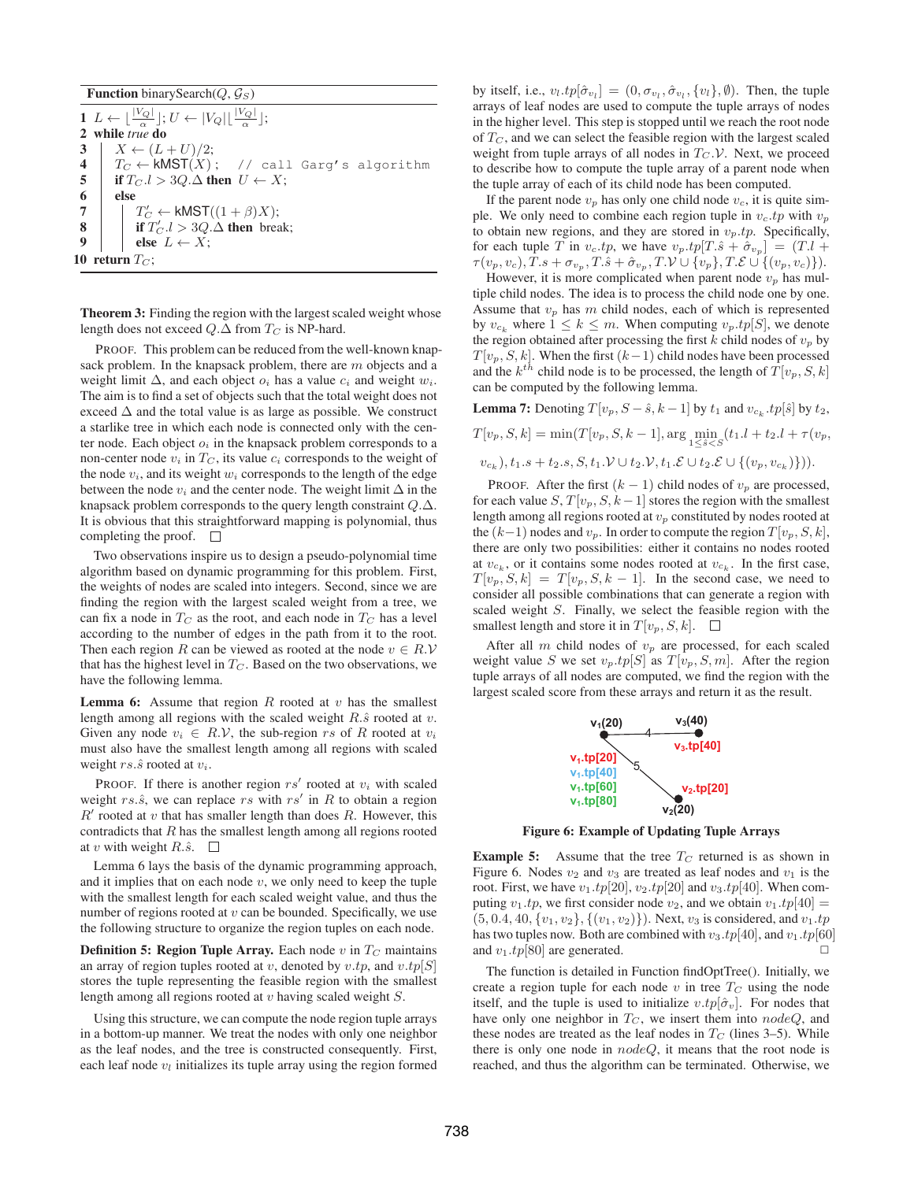**Function** binarySearch($Q, \mathcal{G}_S$)

```
1  L ← ⌊|V_Q|/α⌋; U ← |V_Q|⌊|V_Q|/α⌋;
2  while true do
3      X ← (L + U)/2;
4      T_C ← kMST(X);   // call Garg's algorithm
5      if T_C.l > 3Q.Δ then U ← X;
6      else
7          T'_C ← kMST((1 + β)X);
8          if T'_C.l > 3Q.Δ then break;
9          else L ← X;
10 return T_C;
```

**Theorem 3:** Finding the region with the largest scaled weight whose length does not exceed $Q.\Delta$ from $T_C$ is NP-hard.

PROOF. This problem can be reduced from the well-known knapsack problem. In the knapsack problem, there are $m$ objects and a weight limit $\Delta$, and each object $o_i$ has a value $c_i$ and weight $w_i$. The aim is to find a set of objects such that the total weight does not exceed $\Delta$ and the total value is as large as possible. We construct a starlike tree in which each node is connected only with the center node. Each object $o_i$ in the knapsack problem corresponds to a non-center node $v_i$ in $T_C$, its value $c_i$ corresponds to the weight of the node $v_i$, and its weight $w_i$ corresponds to the length of the edge between the node $v_i$ and the center node. The weight limit $\Delta$ in the knapsack problem corresponds to the query length constraint $Q.\Delta$. It is obvious that this straightforward mapping is polynomial, thus completing the proof. □

Two observations inspire us to design a pseudo-polynomial time algorithm based on dynamic programming for this problem. First, the weights of nodes are scaled into integers. Second, since we are finding the region with the largest scaled weight from a tree, we can fix a node in $T_C$ as the root, and each node in $T_C$ has a level according to the number of edges in the path from it to the root. Then each region $R$ can be viewed as rooted at the node $v \in R.\mathcal{V}$ that has the highest level in $T_C$. Based on the two observations, we have the following lemma.

**Lemma 6:** Assume that region $R$ rooted at $v$ has the smallest length among all regions with the scaled weight $R.\hat{s}$ rooted at $v$. Given any node $v_i \in R.\mathcal{V}$, the sub-region $rs$ of $R$ rooted at $v_i$ must also have the smallest length among all regions with scaled weight $rs.\hat{s}$ rooted at $v_i$.

PROOF. If there is another region $rs'$ rooted at $v_i$ with scaled weight $rs.\hat{s}$, we can replace $rs$ with $rs'$ in $R$ to obtain a region $R'$ rooted at $v$ that has smaller length than does $R$. However, this contradicts that $R$ has the smallest length among all regions rooted at $v$ with weight $R.\hat{s}$. □

Lemma 6 lays the basis of the dynamic programming approach, and it implies that on each node $v$, we only need to keep the tuple with the smallest length for each scaled weight value, and thus the number of regions rooted at $v$ can be bounded. Specifically, we use the following structure to organize the region tuples on each node.

**Definition 5: Region Tuple Array.** Each node $v$ in $T_C$ maintains an array of region tuples rooted at $v$, denoted by $v.tp$, and $v.tp[S]$ stores the tuple representing the feasible region with the smallest length among all regions rooted at $v$ having scaled weight $S$.

Using this structure, we can compute the node region tuple arrays in a bottom-up manner. We treat the nodes with only one neighbor as the leaf nodes, and the tree is constructed consequently. First, each leaf node $v_l$ initializes its tuple array using the region formed by itself, i.e., $v_l.tp[\hat{\sigma}_{v_l}] = (0, \sigma_{v_l}, \hat{\sigma}_{v_l}, \{v_l\}, \emptyset)$. Then, the tuple arrays of leaf nodes are used to compute the tuple arrays of nodes in the higher level. This step is stopped until we reach the root node of $T_C$, and we can select the feasible region with the largest scaled weight from tuple arrays of all nodes in $T_C.\mathcal{V}$. Next, we proceed to describe how to compute the tuple array of a parent node when the tuple array of each of its child node has been computed.

If the parent node $v_p$ has only one child node $v_c$, it is quite simple. We only need to combine each region tuple in $v_c.tp$ with $v_p$ to obtain new regions, and they are stored in $v_p.tp$. Specifically, for each tuple $T$ in $v_c.tp$, we have $v_p.tp[T.\hat{s} + \hat{\sigma}_{v_p}] = (T.l + \tau(v_p, v_c), T.s + \sigma_{v_p}, T.\hat{s} + \hat{\sigma}_{v_p}, T.\mathcal{V} \cup \{v_p\}, T.\mathcal{E} \cup \{(v_p, v_c)\})$.

However, it is more complicated when parent node $v_p$ has multiple child nodes. The idea is to process the child node one by one. Assume that $v_p$ has $m$ child nodes, each of which is represented by $v_{c_k}$ where $1 \le k \le m$. When computing $v_p.tp[S]$, we denote the region obtained after processing the first $k$ child nodes of $v_p$ by $T[v_p, S, k]$. When the first $(k-1)$ child nodes have been processed and the $k^{th}$ child node is to be processed, the length of $T[v_p, S, k]$ can be computed by the following lemma.

**Lemma 7:** Denoting $T[v_p, S - \hat{s}, k-1]$ by $t_1$ and $v_{c_k}.tp[\hat{s}]$ by $t_2$,

$$T[v_p, S, k] = \min(T[v_p, S, k-1], \arg\min_{1 \le \hat{s} < S}(t_1.l + t_2.l + \tau(v_p, v_{c_k}), t_1.s + t_2.s, S, t_1.\mathcal{V} \cup t_2.\mathcal{V}, t_1.\mathcal{E} \cup t_2.\mathcal{E} \cup \{(v_p, v_{c_k})\})).$$

PROOF. After the first $(k-1)$ child nodes of $v_p$ are processed, for each value $S$, $T[v_p, S, k-1]$ stores the region with the smallest length among all regions rooted at $v_p$ constituted by nodes rooted at the $(k-1)$ nodes and $v_p$. In order to compute the region $T[v_p, S, k]$, there are only two possibilities: either it contains no nodes rooted at $v_{c_k}$, or it contains some nodes rooted at $v_{c_k}$. In the first case, $T[v_p, S, k] = T[v_p, S, k-1]$. In the second case, we need to consider all possible combinations that can generate a region with scaled weight $S$. Finally, we select the feasible region with the smallest length and store it in $T[v_p, S, k]$. □

After all $m$ child nodes of $v_p$ are processed, for each scaled weight value $S$ we set $v_p.tp[S]$ as $T[v_p, S, m]$. After the region tuple arrays of all nodes are computed, we find the region with the largest scaled score from these arrays and return it as the result.

Figure 6: Example of Updating Tuple Arrays

**Example 5:** Assume that the tree $T_C$ returned is as shown in Figure 6. Nodes $v_2$ and $v_3$ are treated as leaf nodes and $v_1$ is the root. First, we have $v_1.tp[20]$, $v_2.tp[20]$ and $v_3.tp[40]$. When computing $v_1.tp$, we first consider node $v_2$, and we obtain $v_1.tp[40] = (5, 0.4, 40, \{v_1, v_2\}, \{(v_1, v_2)\})$. Next, $v_3$ is considered, and $v_1.tp$ has two tuples now. Both are combined with $v_3.tp[40]$, and $v_1.tp[60]$ and $v_1.tp[80]$ are generated. □

The function is detailed in Function findOptTree(). Initially, we create a region tuple for each node $v$ in tree $T_C$ using the node itself, and the tuple is used to initialize $v.tp[\hat{\sigma}_v]$. For nodes that have only one neighbor in $T_C$, we insert them into $nodeQ$, and these nodes are treated as the leaf nodes in $T_C$ (lines 3–5). While there is only one node in $nodeQ$, it means that the root node is reached, and thus the algorithm can be terminated. Otherwise, we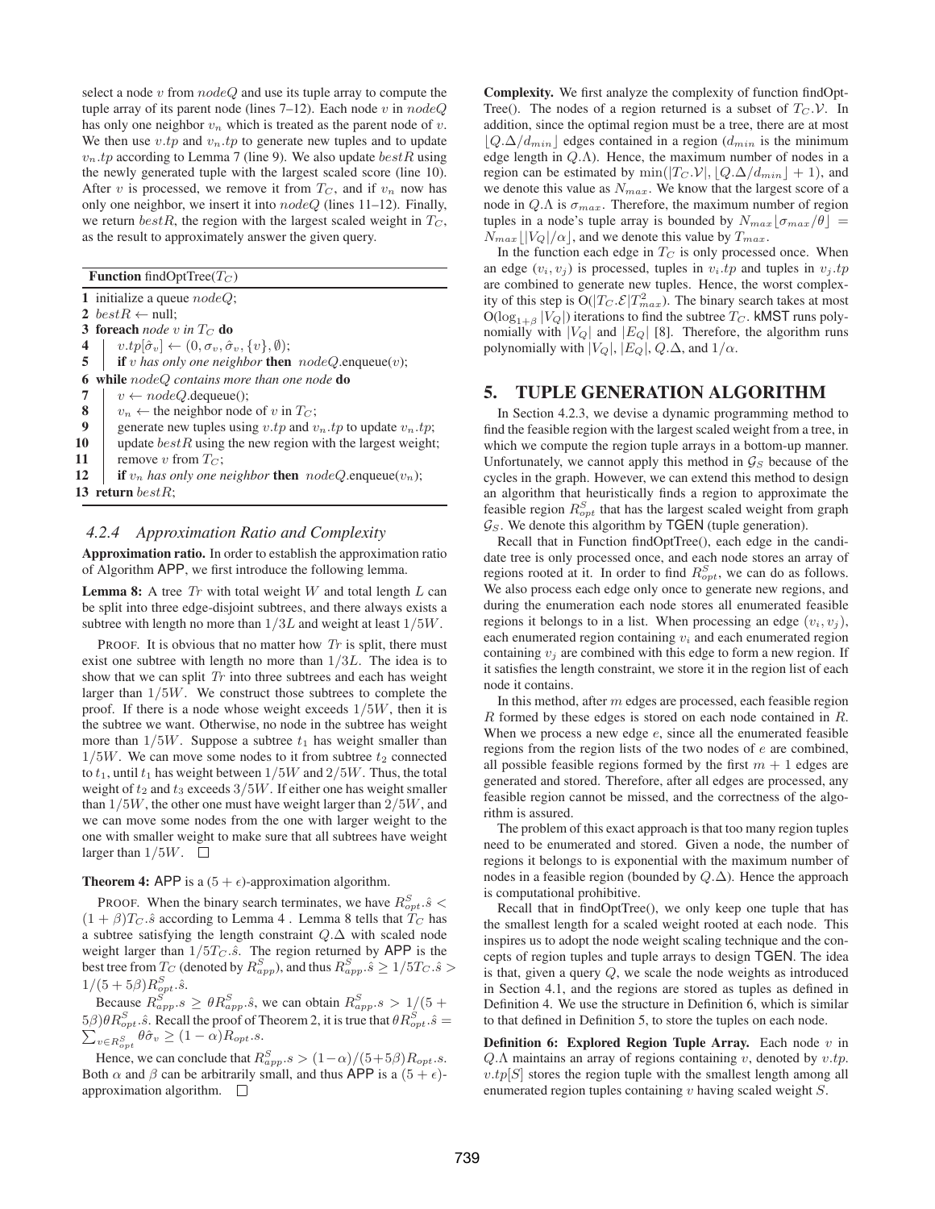select a node $v$ from $nodeQ$ and use its tuple array to compute the tuple array of its parent node (lines 7–12). Each node $v$ in $nodeQ$ has only one neighbor $v_n$ which is treated as the parent node of $v$. We then use $v.tp$ and $v_n.tp$ to generate new tuples and to update $v_n.tp$ according to Lemma 7 (line 9). We also update $bestR$ using the newly generated tuple with the largest scaled score (line 10). After $v$ is processed, we remove it from $T_C$, and if $v_n$ now has only one neighbor, we insert it into $nodeQ$ (lines 11–12). Finally, we return $bestR$, the region with the largest scaled weight in $T_C$, as the result to approximately answer the given query.

```
Function findOptTree(T_C)
1  initialize a queue nodeQ;
2  bestR ← null;
3  foreach node v in T_C do
4      v.tp[σ̂_v] ← (0, σ_v, σ̂_v, {v}, ∅);
5      if v has only one neighbor then nodeQ.enqueue(v);
6  while nodeQ contains more than one node do
7      v ← nodeQ.dequeue();
8      v_n ← the neighbor node of v in T_C;
9      generate new tuples using v.tp and v_n.tp to update v_n.tp;
10     update bestR using the new region with the largest weight;
11     remove v from T_C;
12     if v_n has only one neighbor then nodeQ.enqueue(v_n);
13 return bestR;
```

#### 4.2.4 Approximation Ratio and Complexity

**Approximation ratio.** In order to establish the approximation ratio of Algorithm APP, we first introduce the following lemma.

**Lemma 8:** A tree $Tr$ with total weight $W$ and total length $L$ can be split into three edge-disjoint subtrees, and there always exists a subtree with length no more than $1/3L$ and weight at least $1/5W$.

PROOF. It is obvious that no matter how $Tr$ is split, there must exist one subtree with length no more than $1/3L$. The idea is to show that we can split $Tr$ into three subtrees and each has weight larger than $1/5W$. We construct those subtrees to complete the proof. If there is a node whose weight exceeds $1/5W$, then it is the subtree we want. Otherwise, no node in the subtree has weight more than $1/5W$. Suppose a subtree $t_1$ has weight smaller than $1/5W$. We can move some nodes to it from subtree $t_2$ connected to $t_1$, until $t_1$ has weight between $1/5W$ and $2/5W$. Thus, the total weight of $t_2$ and $t_3$ exceeds $3/5W$. If either one has weight smaller than $1/5W$, the other one must have weight larger than $2/5W$, and we can move some nodes from the one with larger weight to the one with smaller weight to make sure that all subtrees have weight larger than $1/5W$. □

**Theorem 4:** APP is a $(5 + \epsilon)$-approximation algorithm.

PROOF. When the binary search terminates, we have $R^S_{opt}.\hat{s} < (1 + \beta)T_C.\hat{s}$ according to Lemma 4 . Lemma 8 tells that $T_C$ has a subtree satisfying the length constraint $Q.\Delta$ with scaled node weight larger than $1/5T_C.\hat{s}$. The region returned by APP is the best tree from $T_C$ (denoted by $R^S_{app}$), and thus $R^S_{app}.\hat{s} \geq 1/5T_C.\hat{s} > 1/(5+5\beta)R^S_{opt}.\hat{s}$.

Because $R^S_{app}.s \geq \theta R^S_{app}.\hat{s}$, we can obtain $R^S_{app}.s > 1/(5 + 5\beta)\theta R^S_{opt}.\hat{s}$. Recall the proof of Theorem 2, it is true that $\theta R^S_{opt}.\hat{s} = \sum_{v \in R^S_{opt}} \theta\hat{\sigma}_v \geq (1-\alpha)R_{opt}.s$.

Hence, we can conclude that $R^S_{app}.s > (1-\alpha)/(5+5\beta)R_{opt}.s$. Both $\alpha$ and $\beta$ can be arbitrarily small, and thus APP is a $(5 + \epsilon)$-approximation algorithm. □

**Complexity.** We first analyze the complexity of function findOptTree(). The nodes of a region returned is a subset of $T_C.\mathcal{V}$. In addition, since the optimal region must be a tree, there are at most $\lfloor Q.\Delta/d_{min}\rfloor$ edges contained in a region ($d_{min}$ is the minimum edge length in $Q.\Lambda$). Hence, the maximum number of nodes in a region can be estimated by $\min(|T_C.\mathcal{V}|, \lfloor Q.\Delta/d_{min}\rfloor + 1)$, and we denote this value as $N_{max}$. We know that the largest score of a node in $Q.\Lambda$ is $\sigma_{max}$. Therefore, the maximum number of region tuples in a node's tuple array is bounded by $N_{max}\lfloor \sigma_{max}/\theta\rfloor = N_{max}\lfloor |V_Q|/\alpha\rfloor$, and we denote this value by $T_{max}$.

In the function each edge in $T_C$ is only processed once. When an edge $(v_i, v_j)$ is processed, tuples in $v_i.tp$ and tuples in $v_j.tp$ are combined to generate new tuples. Hence, the worst complexity of this step is $O(|T_C.\mathcal{E}|T^2_{max})$. The binary search takes at most $O(\log_{1+\beta}|V_Q|)$ iterations to find the subtree $T_C$. kMST runs polynomially with $|V_Q|$ and $|E_Q|$ [8]. Therefore, the algorithm runs polynomially with $|V_Q|$, $|E_Q|$, $Q.\Delta$, and $1/\alpha$.

## 5. TUPLE GENERATION ALGORITHM

In Section 4.2.3, we devise a dynamic programming method to find the feasible region with the largest scaled weight from a tree, in which we compute the region tuple arrays in a bottom-up manner. Unfortunately, we cannot apply this method in $\mathcal{G}_S$ because of the cycles in the graph. However, we can extend this method to design an algorithm that heuristically finds a region to approximate the feasible region $R^S_{opt}$ that has the largest scaled weight from graph $\mathcal{G}_S$. We denote this algorithm by TGEN (tuple generation).

Recall that in Function findOptTree(), each edge in the candidate tree is only processed once, and each node stores an array of regions rooted at it. In order to find $R^S_{opt}$, we can do as follows. We also process each edge only once to generate new regions, and during the enumeration each node stores all enumerated feasible regions it belongs to in a list. When processing an edge $(v_i, v_j)$, each enumerated region containing $v_i$ and each enumerated region containing $v_j$ are combined with this edge to form a new region. If it satisfies the length constraint, we store it in the region list of each node it contains.

In this method, after $m$ edges are processed, each feasible region $R$ formed by these edges is stored on each node contained in $R$. When we process a new edge $e$, since all the enumerated feasible regions from the region lists of the two nodes of $e$ are combined, all possible feasible regions formed by the first $m + 1$ edges are generated and stored. Therefore, after all edges are processed, any feasible region cannot be missed, and the correctness of the algorithm is assured.

The problem of this exact approach is that too many region tuples need to be enumerated and stored. Given a node, the number of regions it belongs to is exponential with the maximum number of nodes in a feasible region (bounded by $Q.\Delta$). Hence the approach is computational prohibitive.

Recall that in findOptTree(), we only keep one tuple that has the smallest length for a scaled weight rooted at each node. This inspires us to adopt the node weight scaling technique and the concepts of region tuples and tuple arrays to design TGEN. The idea is that, given a query $Q$, we scale the node weights as introduced in Section 4.1, and the regions are stored as tuples as defined in Definition 4. We use the structure in Definition 6, which is similar to that defined in Definition 5, to store the tuples on each node.

**Definition 6: Explored Region Tuple Array.** Each node $v$ in $Q.\Lambda$ maintains an array of regions containing $v$, denoted by $v.tp$. $v.tp[S]$ stores the region tuple with the smallest length among all enumerated region tuples containing $v$ having scaled weight $S$.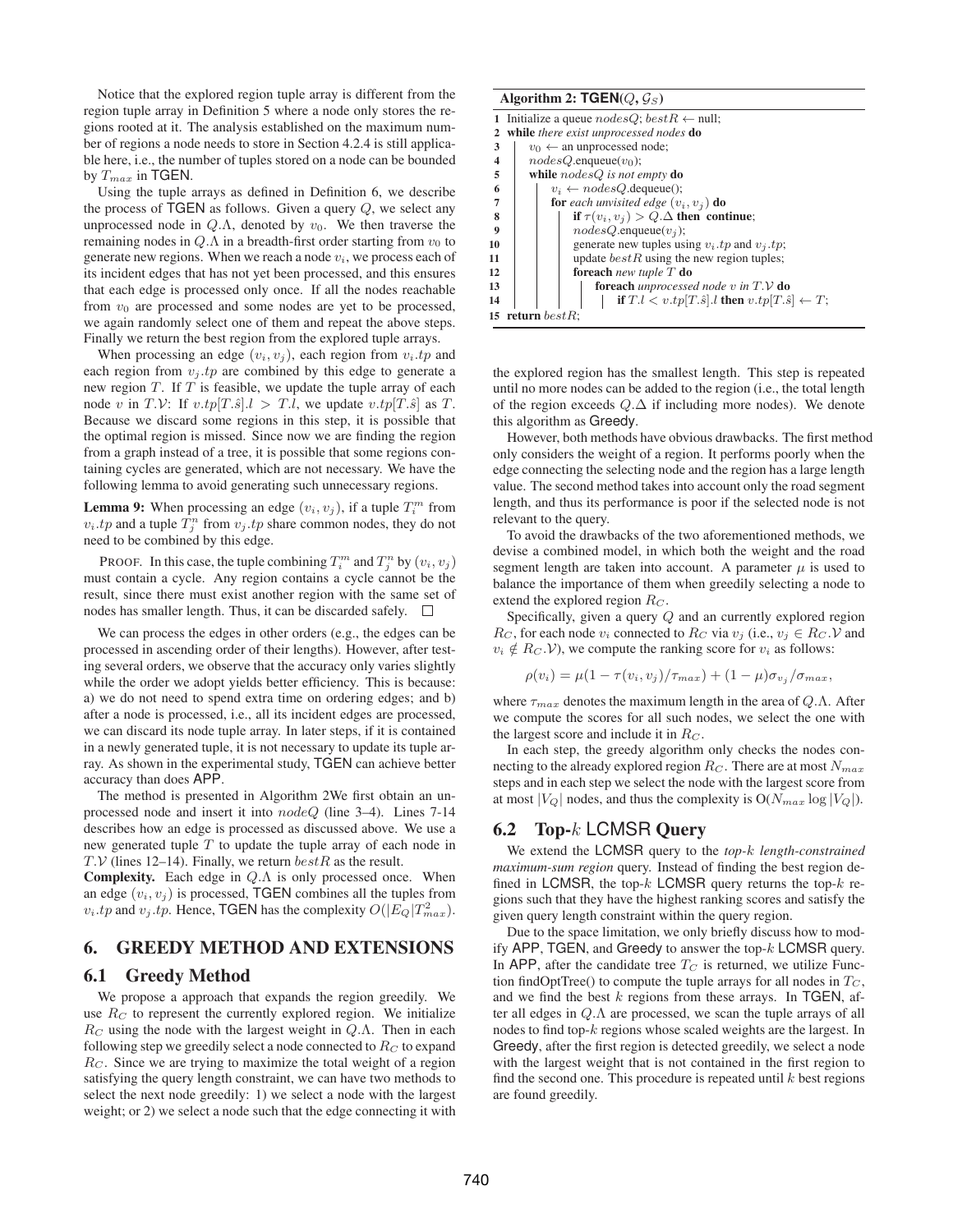Notice that the explored region tuple array is different from the region tuple array in Definition 5 where a node only stores the regions rooted at it. The analysis established on the maximum number of regions a node needs to store in Section 4.2.4 is still applicable here, i.e., the number of tuples stored on a node can be bounded by $T_{max}$ in TGEN.

Using the tuple arrays as defined in Definition 6, we describe the process of TGEN as follows. Given a query $Q$, we select any unprocessed node in $Q.\Lambda$, denoted by $v_0$. We then traverse the remaining nodes in $Q.\Lambda$ in a breadth-first order starting from $v_0$ to generate new regions. When we reach a node $v_i$, we process each of its incident edges that has not yet been processed, and this ensures that each edge is processed only once. If all the nodes reachable from $v_0$ are processed and some nodes are yet to be processed, we again randomly select one of them and repeat the above steps. Finally we return the best region from the explored tuple arrays.

When processing an edge $(v_i, v_j)$, each region from $v_i.tp$ and each region from $v_j.tp$ are combined by this edge to generate a new region $T$. If $T$ is feasible, we update the tuple array of each node $v$ in $T.\mathcal{V}$: If $v.tp[T.\hat{s}].l > T.l$, we update $v.tp[T.\hat{s}]$ as $T$. Because we discard some regions in this step, it is possible that the optimal region is missed. Since now we are finding the region from a graph instead of a tree, it is possible that some regions containing cycles are generated, which are not necessary. We have the following lemma to avoid generating such unnecessary regions.

**Lemma 9:** When processing an edge $(v_i, v_j)$, if a tuple $T_i^m$ from $v_i.tp$ and a tuple $T_j^n$ from $v_j.tp$ share common nodes, they do not need to be combined by this edge.

PROOF. In this case, the tuple combining $T_i^m$ and $T_j^n$ by $(v_i, v_j)$ must contain a cycle. Any region contains a cycle cannot be the result, since there must exist another region with the same set of nodes has smaller length. Thus, it can be discarded safely. □

We can process the edges in other orders (e.g., the edges can be processed in ascending order of their lengths). However, after testing several orders, we observe that the accuracy only varies slightly while the order we adopt yields better efficiency. This is because: a) we do not need to spend extra time on ordering edges; and b) after a node is processed, i.e., all its incident edges are processed, we can discard its node tuple array. In later steps, if it is contained in a newly generated tuple, it is not necessary to update its tuple array. As shown in the experimental study, TGEN can achieve better accuracy than does APP.

The method is presented in Algorithm 2We first obtain an unprocessed node and insert it into $nodeQ$ (line 3–4). Lines 7-14 describes how an edge is processed as discussed above. We use a new generated tuple $T$ to update the tuple array of each node in $T.\mathcal{V}$ (lines 12–14). Finally, we return $bestR$ as the result.

**Complexity.** Each edge in $Q.\Lambda$ is only processed once. When an edge $(v_i, v_j)$ is processed, TGEN combines all the tuples from $v_i.tp$ and $v_j.tp$. Hence, TGEN has the complexity $O(|E_Q|T_{max}^2)$.

**Algorithm 2: TGEN($Q$, $\mathcal{G}_S$)**

```
1  Initialize a queue nodesQ; bestR ← null;
2  while there exist unprocessed nodes do
3      v_0 ← an unprocessed node;
4      nodesQ.enqueue(v_0);
5      while nodesQ is not empty do
6          v_i ← nodesQ.dequeue();
7          for each unvisited edge (v_i, v_j) do
8              if τ(v_i, v_j) > Q.Δ then continue;
9              nodesQ.enqueue(v_j);
10             generate new tuples using v_i.tp and v_j.tp;
11             update bestR using the new region tuples;
12             foreach new tuple T do
13                 foreach unprocessed node v in T.V do
14                     if T.l < v.tp[T.ŝ].l then v.tp[T.ŝ] ← T;
15 return bestR;
```

## 6. GREEDY METHOD AND EXTENSIONS

### 6.1 Greedy Method

We propose a approach that expands the region greedily. We use $R_C$ to represent the currently explored region. We initialize $R_C$ using the node with the largest weight in $Q.\Lambda$. Then in each following step we greedily select a node connected to $R_C$ to expand $R_C$. Since we are trying to maximize the total weight of a region satisfying the query length constraint, we can have two methods to select the next node greedily: 1) we select a node with the largest weight; or 2) we select a node such that the edge connecting it with the explored region has the smallest length. This step is repeated until no more nodes can be added to the region (i.e., the total length of the region exceeds $Q.\Delta$ if including more nodes). We denote this algorithm as Greedy.

However, both methods have obvious drawbacks. The first method only considers the weight of a region. It performs poorly when the edge connecting the selecting node and the region has a large length value. The second method takes into account only the road segment length, and thus its performance is poor if the selected node is not relevant to the query.

To avoid the drawbacks of the two aforementioned methods, we devise a combined model, in which both the weight and the road segment length are taken into account. A parameter $\mu$ is used to balance the importance of them when greedily selecting a node to extend the explored region $R_C$.

Specifically, given a query $Q$ and an currently explored region $R_C$, for each node $v_i$ connected to $R_C$ via $v_j$ (i.e., $v_j \in R_C.\mathcal{V}$ and $v_i \notin R_C.\mathcal{V}$), we compute the ranking score for $v_i$ as follows:

$$\rho(v_i) = \mu(1 - \tau(v_i, v_j)/\tau_{max}) + (1 - \mu)\sigma_{v_j}/\sigma_{max},$$

where $\tau_{max}$ denotes the maximum length in the area of $Q.\Lambda$. After we compute the scores for all such nodes, we select the one with the largest score and include it in $R_C$.

In each step, the greedy algorithm only checks the nodes connecting to the already explored region $R_C$. There are at most $N_{max}$ steps and in each step we select the node with the largest score from at most $|V_Q|$ nodes, and thus the complexity is $O(N_{max} \log |V_Q|)$.

### 6.2 Top-$k$ LCMSR Query

We extend the LCMSR query to the *top-$k$ length-constrained maximum-sum region* query. Instead of finding the best region defined in LCMSR, the top-$k$ LCMSR query returns the top-$k$ regions such that they have the highest ranking scores and satisfy the given query length constraint within the query region.

Due to the space limitation, we only briefly discuss how to modify APP, TGEN, and Greedy to answer the top-$k$ LCMSR query. In APP, after the candidate tree $T_C$ is returned, we utilize Function findOptTree() to compute the tuple arrays for all nodes in $T_C$, and we find the best $k$ regions from these arrays. In TGEN, after all edges in $Q.\Lambda$ are processed, we scan the tuple arrays of all nodes to find top-$k$ regions whose scaled weights are the largest. In Greedy, after the first region is detected greedily, we select a node with the largest weight that is not contained in the first region to find the second one. This procedure is repeated until $k$ best regions are found greedily.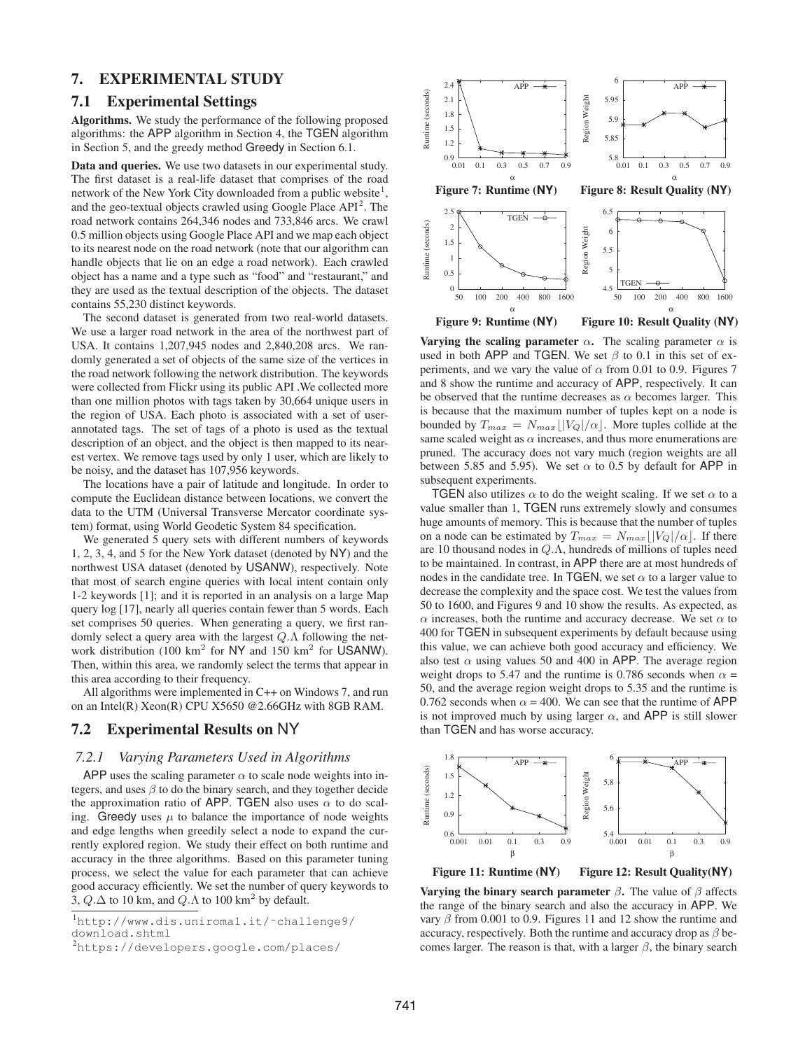## 7. EXPERIMENTAL STUDY

### 7.1 Experimental Settings

**Algorithms.** We study the performance of the following proposed algorithms: the APP algorithm in Section 4, the TGEN algorithm in Section 5, and the greedy method Greedy in Section 6.1.

**Data and queries.** We use two datasets in our experimental study. The first dataset is a real-life dataset that comprises of the road network of the New York City downloaded from a public website[1], and the geo-textual objects crawled using Google Place API[2]. The road network contains 264,346 nodes and 733,846 arcs. We crawl 0.5 million objects using Google Place API and we map each object to its nearest node on the road network (note that our algorithm can handle objects that lie on an edge a road network). Each crawled object has a name and a type such as "food" and "restaurant," and they are used as the textual description of the objects. The dataset contains 55,230 distinct keywords.

The second dataset is generated from two real-world datasets. We use a larger road network in the area of the northwest part of USA. It contains 1,207,945 nodes and 2,840,208 arcs. We randomly generated a set of objects of the same size of the vertices in the road network following the network distribution. The keywords were collected from Flickr using its public API .We collected more than one million photos with tags taken by 30,664 unique users in the region of USA. Each photo is associated with a set of user-annotated tags. The set of tags of a photo is used as the textual description of an object, and the object is then mapped to its nearest vertex. We remove tags used by only 1 user, which are likely to be noisy, and the dataset has 107,956 keywords.

The locations have a pair of latitude and longitude. In order to compute the Euclidean distance between locations, we convert the data to the UTM (Universal Transverse Mercator coordinate system) format, using World Geodetic System 84 specification.

We generated 5 query sets with different numbers of keywords 1, 2, 3, 4, and 5 for the New York dataset (denoted by NY) and the northwest USA dataset (denoted by USANW), respectively. Note that most of search engine queries with local intent contain only 1-2 keywords [1]; and it is reported in an analysis on a large Map query log [17], nearly all queries contain fewer than 5 words. Each set comprises 50 queries. When generating a query, we first randomly select a query area with the largest $Q.\Lambda$ following the network distribution (100 km$^2$ for NY and 150 km$^2$ for USANW). Then, within this area, we randomly select the terms that appear in this area according to their frequency.

All algorithms were implemented in C++ on Windows 7, and run on an Intel(R) Xeon(R) CPU X5650 @2.66GHz with 8GB RAM.

### 7.2 Experimental Results on NY

#### 7.2.1 Varying Parameters Used in Algorithms

APP uses the scaling parameter $\alpha$ to scale node weights into integers, and uses $\beta$ to do the binary search, and they together decide the approximation ratio of APP. TGEN also uses $\alpha$ to do scaling. Greedy uses $\mu$ to balance the importance of node weights and edge lengths when greedily select a node to expand the currently explored region. We study their effect on both runtime and accuracy in the three algorithms. Based on this parameter tuning process, we select the value for each parameter that can achieve good accuracy efficiently. We set the number of query keywords to 3, $Q.\Delta$ to 10 km, and $Q.\Lambda$ to 100 km$^2$ by default.

[1] http://www.dis.uniroma1.it/~challenge9/download.shtml

[2] https://developers.google.com/places/

Figure 7: Runtime (NY)

Figure 8: Result Quality (NY)

Figure 9: Runtime (NY)

Figure 10: Result Quality (NY)

**Varying the scaling parameter $\alpha$.** The scaling parameter $\alpha$ is used in both APP and TGEN. We set $\beta$ to 0.1 in this set of experiments, and we vary the value of $\alpha$ from 0.01 to 0.9. Figures 7 and 8 show the runtime and accuracy of APP, respectively. It can be observed that the runtime decreases as $\alpha$ becomes larger. This is because that the maximum number of tuples kept on a node is bounded by $T_{max} = N_{max}\lfloor |V_Q|/\alpha \rfloor$. More tuples collide at the same scaled weight as $\alpha$ increases, and thus more enumerations are pruned. The accuracy does not vary much (region weights are all between 5.85 and 5.95). We set $\alpha$ to 0.5 by default for APP in subsequent experiments.

TGEN also utilizes $\alpha$ to do the weight scaling. If we set $\alpha$ to a value smaller than 1, TGEN runs extremely slowly and consumes huge amounts of memory. This is because that the number of tuples on a node can be estimated by $T_{max} = N_{max}\lfloor |V_Q|/\alpha \rfloor$. If there are 10 thousand nodes in $Q.\Lambda$, hundreds of millions of tuples need to be maintained. In contrast, in APP there are at most hundreds of nodes in the candidate tree. In TGEN, we set $\alpha$ to a larger value to decrease the complexity and the space cost. We test the values from 50 to 1600, and Figures 9 and 10 show the results. As expected, as $\alpha$ increases, both the runtime and accuracy decrease. We set $\alpha$ to 400 for TGEN in subsequent experiments by default because using this value, we can achieve both good accuracy and efficiency. We also test $\alpha$ using values 50 and 400 in APP. The average region weight drops to 5.47 and the runtime is 0.786 seconds when $\alpha$ = 50, and the average region weight drops to 5.35 and the runtime is 0.762 seconds when $\alpha$ = 400. We can see that the runtime of APP is not improved much by using larger $\alpha$, and APP is still slower than TGEN and has worse accuracy.

Figure 11: Runtime (NY)

Figure 12: Result Quality(NY)

**Varying the binary search parameter $\beta$.** The value of $\beta$ affects the range of the binary search and also the accuracy in APP. We vary $\beta$ from 0.001 to 0.9. Figures 11 and 12 show the runtime and accuracy, respectively. Both the runtime and accuracy drop as $\beta$ becomes larger. The reason is that, with a larger $\beta$, the binary search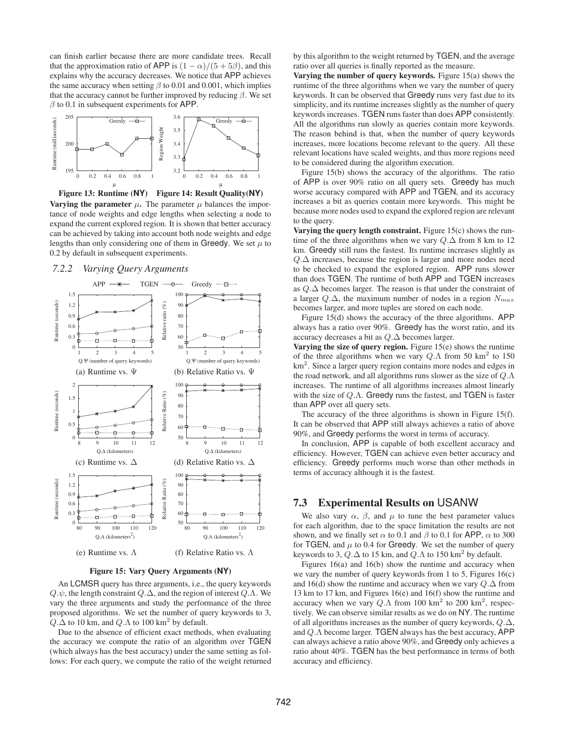can finish earlier because there are more candidate trees. Recall that the approximation ratio of APP is $(1 - \alpha)/(5 + 5\beta)$, and this explains why the accuracy decreases. We notice that APP achieves the same accuracy when setting $\beta$ to 0.01 and 0.001, which implies that the accuracy cannot be further improved by reducing $\beta$. We set $\beta$ to 0.1 in subsequent experiments for APP.

**Figure 13: Runtime (NY)** **Figure 14: Result Quality(NY)**

**Varying the parameter $\mu$.** The parameter $\mu$ balances the importance of node weights and edge lengths when selecting a node to expand the current explored region. It is shown that better accuracy can be achieved by taking into account both node weights and edge lengths than only considering one of them in Greedy. We set $\mu$ to 0.2 by default in subsequent experiments.

### 7.2.2 *Varying Query Arguments*

(a) Runtime vs. $\Psi$ (b) Relative Ratio vs. $\Psi$

(c) Runtime vs. $\Delta$ (d) Relative Ratio vs. $\Delta$

(e) Runtime vs. $\Lambda$ (f) Relative Ratio vs. $\Lambda$

**Figure 15: Vary Query Arguments (NY)**

An LCMSR query has three arguments, i.e., the query keywords $Q.\psi$, the length constraint $Q.\Delta$, and the region of interest $Q.\Lambda$. We vary the three arguments and study the performance of the three proposed algorithms. We set the number of query keywords to 3, $Q.\Delta$ to 10 km, and $Q.\Lambda$ to 100 km$^2$ by default.

Due to the absence of efficient exact methods, when evaluating the accuracy we compute the ratio of an algorithm over TGEN (which always has the best accuracy) under the same setting as follows: For each query, we compute the ratio of the weight returned by this algorithm to the weight returned by TGEN, and the average ratio over all queries is finally reported as the measure.

**Varying the number of query keywords.** Figure 15(a) shows the runtime of the three algorithms when we vary the number of query keywords. It can be observed that Greedy runs very fast due to its simplicity, and its runtime increases slightly as the number of query keywords increases. TGEN runs faster than does APP consistently. All the algorithms run slowly as queries contain more keywords. The reason behind is that, when the number of query keywords increases, more locations become relevant to the query. All these relevant locations have scaled weights, and thus more regions need to be considered during the algorithm execution.

Figure 15(b) shows the accuracy of the algorithms. The ratio of APP is over 90% ratio on all query sets. Greedy has much worse accuracy compared with APP and TGEN, and its accuracy increases a bit as queries contain more keywords. This might be because more nodes used to expand the explored region are relevant to the query.

**Varying the query length constraint.** Figure 15(c) shows the runtime of the three algorithms when we vary $Q.\Delta$ from 8 km to 12 km. Greedy still runs the fastest. Its runtime increases slightly as $Q.\Delta$ increases, because the region is larger and more nodes need to be checked to expand the explored region. APP runs slower than does TGEN. The runtime of both APP and TGEN increases as $Q.\Delta$ becomes larger. The reason is that under the constraint of a larger $Q.\Delta$, the maximum number of nodes in a region $N_{max}$ becomes larger, and more tuples are stored on each node.

Figure 15(d) shows the accuracy of the three algorithms. APP always has a ratio over 90%. Greedy has the worst ratio, and its accuracy decreases a bit as $Q.\Delta$ becomes larger.

**Varying the size of query region.** Figure 15(e) shows the runtime of the three algorithms when we vary $Q.\Lambda$ from 50 km$^2$ to 150 km$^2$. Since a larger query region contains more nodes and edges in the road network, and all algorithms runs slower as the size of $Q.\Lambda$ increases. The runtime of all algorithms increases almost linearly with the size of $Q.\Lambda$. Greedy runs the fastest, and TGEN is faster than APP over all query sets.

The accuracy of the three algorithms is shown in Figure 15(f). It can be observed that APP still always achieves a ratio of above 90%, and Greedy performs the worst in terms of accuracy.

In conclusion, APP is capable of both excellent accuracy and efficiency. However, TGEN can achieve even better accuracy and efficiency. Greedy performs much worse than other methods in terms of accuracy although it is the fastest.

## 7.3 Experimental Results on USANW

We also vary $\alpha$, $\beta$, and $\mu$ to tune the best parameter values for each algorithm, due to the space limitation the results are not shown, and we finally set $\alpha$ to 0.1 and $\beta$ to 0.1 for APP, $\alpha$ to 300 for TGEN, and $\mu$ to 0.4 for Greedy. We set the number of query keywords to 3, $Q.\Delta$ to 15 km, and $Q.\Lambda$ to 150 km$^2$ by default.

Figures 16(a) and 16(b) show the runtime and accuracy when we vary the number of query keywords from 1 to 5, Figures 16(c) and 16(d) show the runtime and accuracy when we vary $Q.\Delta$ from 13 km to 17 km, and Figures 16(e) and 16(f) show the runtime and accuracy when we vary $Q.\Lambda$ from 100 km$^2$ to 200 km$^2$, respectively. We can observe similar results as we do on NY. The runtime of all algorithms increases as the number of query keywords, $Q.\Delta$, and $Q.\Lambda$ become larger. TGEN always has the best accuracy, APP can always achieve a ratio above 90%, and Greedy only achieves a ratio about 40%. TGEN has the best performance in terms of both accuracy and efficiency.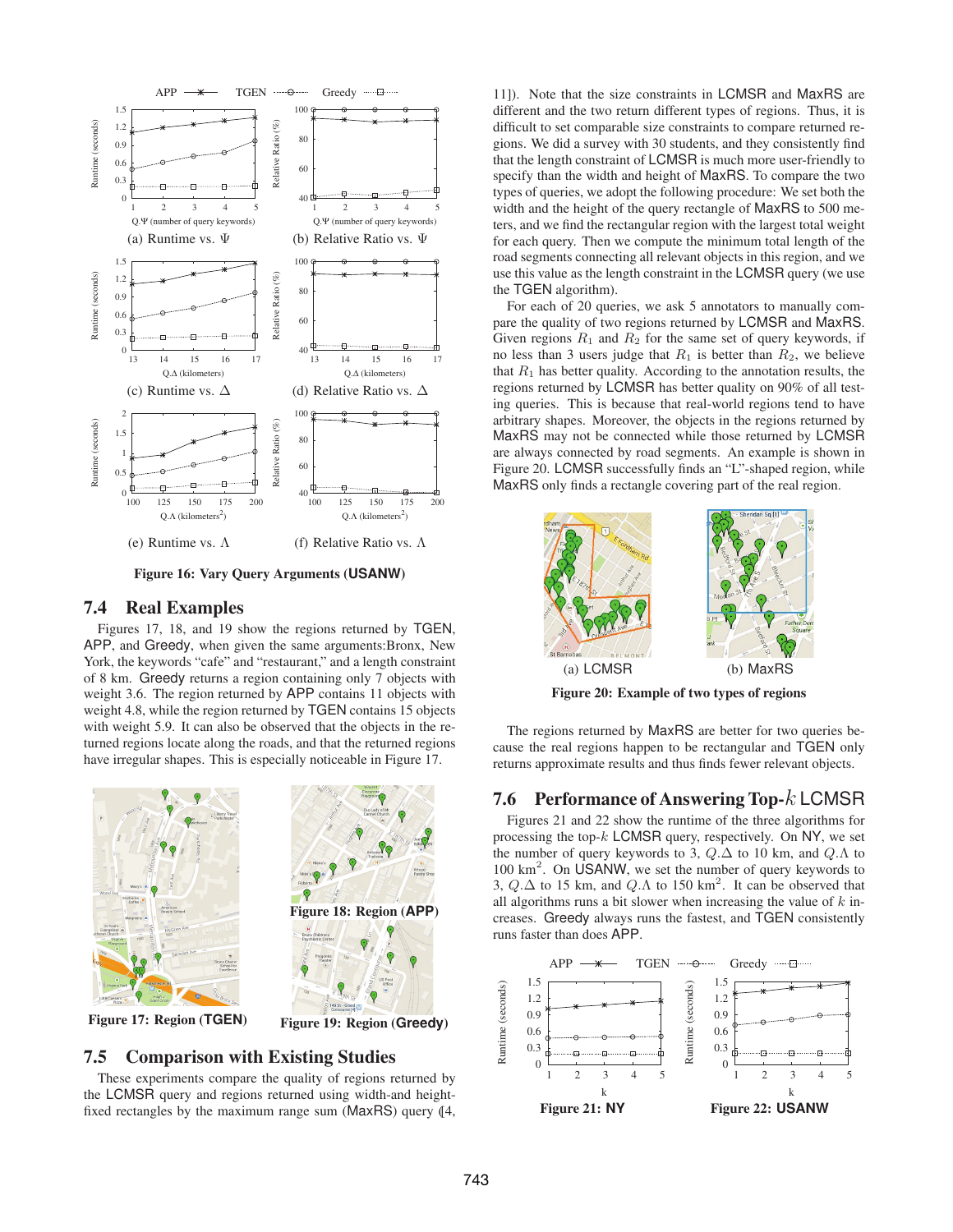Figure 16: Vary Query Arguments (USANW)

## 7.4 Real Examples

Figures 17, 18, and 19 show the regions returned by TGEN, APP, and Greedy, when given the same arguments:Bronx, New York, the keywords "cafe" and "restaurant," and a length constraint of 8 km. Greedy returns a region containing only 7 objects with weight 3.6. The region returned by APP contains 11 objects with weight 4.8, while the region returned by TGEN contains 15 objects with weight 5.9. It can also be observed that the objects in the returned regions locate along the roads, and that the returned regions have irregular shapes. This is especially noticeable in Figure 17.

Figure 17: Region (TGEN)

Figure 18: Region (APP)

Figure 19: Region (Greedy)

## 7.5 Comparison with Existing Studies

These experiments compare the quality of regions returned by the LCMSR query and regions returned using width-and height-fixed rectangles by the maximum range sum (MaxRS) query ([4, 11]). Note that the size constraints in LCMSR and MaxRS are different and the two return different types of regions. Thus, it is difficult to set comparable size constraints to compare returned regions. We did a survey with 30 students, and they consistently find that the length constraint of LCMSR is much more user-friendly to specify than the width and height of MaxRS. To compare the two types of queries, we adopt the following procedure: We set both the width and the height of the query rectangle of MaxRS to 500 meters, and we find the rectangular region with the largest total weight for each query. Then we compute the minimum total length of the road segments connecting all relevant objects in this region, and we use this value as the length constraint in the LCMSR query (we use the TGEN algorithm).

For each of 20 queries, we ask 5 annotators to manually compare the quality of two regions returned by LCMSR and MaxRS. Given regions $R_1$ and $R_2$ for the same set of query keywords, if no less than 3 users judge that $R_1$ is better than $R_2$, we believe that $R_1$ has better quality. According to the annotation results, the regions returned by LCMSR has better quality on 90% of all testing queries. This is because that real-world regions tend to have arbitrary shapes. Moreover, the objects in the regions returned by MaxRS may not be connected while those returned by LCMSR are always connected by road segments. An example is shown in Figure 20. LCMSR successfully finds an "L"-shaped region, while MaxRS only finds a rectangle covering part of the real region.

(a) LCMSR (b) MaxRS

Figure 20: Example of two types of regions

The regions returned by MaxRS are better for two queries because the real regions happen to be rectangular and TGEN only returns approximate results and thus finds fewer relevant objects.

## 7.6 Performance of Answering Top-$k$ LCMSR

Figures 21 and 22 show the runtime of the three algorithms for processing the top-$k$ LCMSR query, respectively. On NY, we set the number of query keywords to 3, $Q.\Delta$ to 10 km, and $Q.\Lambda$ to 100 km$^2$. On USANW, we set the number of query keywords to 3, $Q.\Delta$ to 15 km, and $Q.\Lambda$ to 150 km$^2$. It can be observed that all algorithms runs a bit slower when increasing the value of $k$ increases. Greedy always runs the fastest, and TGEN consistently runs faster than does APP.

Figure 21: NY

Figure 22: USANW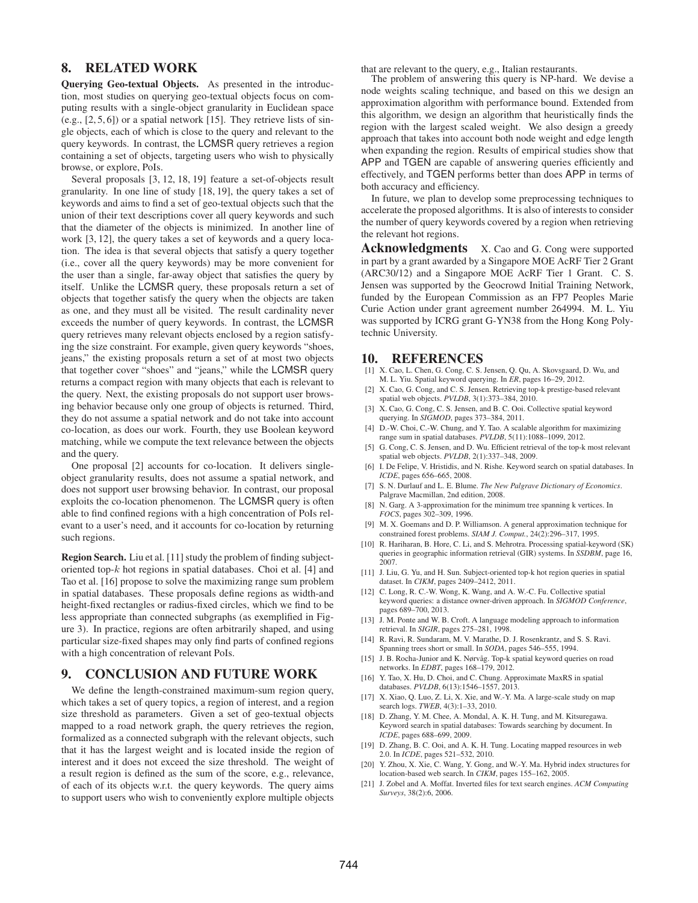## 8. RELATED WORK

**Querying Geo-textual Objects.** As presented in the introduction, most studies on querying geo-textual objects focus on computing results with a single-object granularity in Euclidean space (e.g., [2, 5, 6]) or a spatial network [15]. They retrieve lists of single objects, each of which is close to the query and relevant to the query keywords. In contrast, the LCMSR query retrieves a region containing a set of objects, targeting users who wish to physically browse, or explore, PoIs.

Several proposals [3, 12, 18, 19] feature a set-of-objects result granularity. In one line of study [18, 19], the query takes a set of keywords and aims to find a set of geo-textual objects such that the union of their text descriptions cover all query keywords and such that the diameter of the objects is minimized. In another line of work [3, 12], the query takes a set of keywords and a query location. The idea is that several objects that satisfy a query together (i.e., cover all the query keywords) may be more convenient for the user than a single, far-away object that satisfies the query by itself. Unlike the LCMSR query, these proposals return a set of objects that together satisfy the query when the objects are taken as one, and they must all be visited. The result cardinality never exceeds the number of query keywords. In contrast, the LCMSR query retrieves many relevant objects enclosed by a region satisfying the size constraint. For example, given query keywords "shoes, jeans," the existing proposals return a set of at most two objects that together cover "shoes" and "jeans," while the LCMSR query returns a compact region with many objects that each is relevant to the query. Next, the existing proposals do not support user browsing behavior because only one group of objects is returned. Third, they do not assume a spatial network and do not take into account co-location, as does our work. Fourth, they use Boolean keyword matching, while we compute the text relevance between the objects and the query.

One proposal [2] accounts for co-location. It delivers single-object granularity results, does not assume a spatial network, and does not support user browsing behavior. In contrast, our proposal exploits the co-location phenomenon. The LCMSR query is often able to find confined regions with a high concentration of PoIs relevant to a user's need, and it accounts for co-location by returning such regions.

**Region Search.** Liu et al. [11] study the problem of finding subject-oriented top-$k$ hot regions in spatial databases. Choi et al. [4] and Tao et al. [16] propose to solve the maximizing range sum problem in spatial databases. These proposals define regions as width-and height-fixed rectangles or radius-fixed circles, which we find to be less appropriate than connected subgraphs (as exemplified in Figure 3). In practice, regions are often arbitrarily shaped, and using particular size-fixed shapes may only find parts of confined regions with a high concentration of relevant PoIs.

## 9. CONCLUSION AND FUTURE WORK

We define the length-constrained maximum-sum region query, which takes a set of query topics, a region of interest, and a region size threshold as parameters. Given a set of geo-textual objects mapped to a road network graph, the query retrieves the region, formalized as a connected subgraph with the relevant objects, such that it has the largest weight and is located inside the region of interest and it does not exceed the size threshold. The weight of a result region is defined as the sum of the score, e.g., relevance, of each of its objects w.r.t. the query keywords. The query aims to support users who wish to conveniently explore multiple objects that are relevant to the query, e.g., Italian restaurants.

The problem of answering this query is NP-hard. We devise a node weights scaling technique, and based on this we design an approximation algorithm with performance bound. Extended from this algorithm, we design an algorithm that heuristically finds the region with the largest scaled weight. We also design a greedy approach that takes into account both node weight and edge length when expanding the region. Results of empirical studies show that APP and TGEN are capable of answering queries efficiently and effectively, and TGEN performs better than does APP in terms of both accuracy and efficiency.

In future, we plan to develop some preprocessing techniques to accelerate the proposed algorithms. It is also of interests to consider the number of query keywords covered by a region when retrieving the relevant hot regions.

**Acknowledgments** X. Cao and G. Cong were supported in part by a grant awarded by a Singapore MOE AcRF Tier 2 Grant (ARC30/12) and a Singapore MOE AcRF Tier 1 Grant. C. S. Jensen was supported by the Geocrowd Initial Training Network, funded by the European Commission as an FP7 Peoples Marie Curie Action under grant agreement number 264994. M. L. Yiu was supported by ICRG grant G-YN38 from the Hong Kong Polytechnic University.

## 10. REFERENCES

[1] X. Cao, L. Chen, G. Cong, C. S. Jensen, Q. Qu, A. Skovsgaard, D. Wu, and M. L. Yiu. Spatial keyword querying. In *ER*, pages 16–29, 2012.

[2] X. Cao, G. Cong, and C. S. Jensen. Retrieving top-k prestige-based relevant spatial web objects. *PVLDB*, 3(1):373–384, 2010.

[3] X. Cao, G. Cong, C. S. Jensen, and B. C. Ooi. Collective spatial keyword querying. In *SIGMOD*, pages 373–384, 2011.

[4] D.-W. Choi, C.-W. Chung, and Y. Tao. A scalable algorithm for maximizing range sum in spatial databases. *PVLDB*, 5(11):1088–1099, 2012.

[5] G. Cong, C. S. Jensen, and D. Wu. Efficient retrieval of the top-k most relevant spatial web objects. *PVLDB*, 2(1):337–348, 2009.

[6] I. De Felipe, V. Hristidis, and N. Rishe. Keyword search on spatial databases. In *ICDE*, pages 656–665, 2008.

[7] S. N. Durlauf and L. E. Blume. *The New Palgrave Dictionary of Economics*. Palgrave Macmillan, 2nd edition, 2008.

[8] N. Garg. A 3-approximation for the minimum tree spanning k vertices. In *FOCS*, pages 302–309, 1996.

[9] M. X. Goemans and D. P. Williamson. A general approximation technique for constrained forest problems. *SIAM J. Comput.*, 24(2):296–317, 1995.

[10] R. Hariharan, B. Hore, C. Li, and S. Mehrotra. Processing spatial-keyword (SK) queries in geographic information retrieval (GIR) systems. In *SSDBM*, page 16, 2007.

[11] J. Liu, G. Yu, and H. Sun. Subject-oriented top-k hot region queries in spatial dataset. In *CIKM*, pages 2409–2412, 2011.

[12] C. Long, R. C.-W. Wong, K. Wang, and A. W.-C. Fu. Collective spatial keyword queries: a distance owner-driven approach. In *SIGMOD Conference*, pages 689–700, 2013.

[13] J. M. Ponte and W. B. Croft. A language modeling approach to information retrieval. In *SIGIR*, pages 275–281, 1998.

[14] R. Ravi, R. Sundaram, M. V. Marathe, D. J. Rosenkrantz, and S. S. Ravi. Spanning trees short or small. In *SODA*, pages 546–555, 1994.

[15] J. B. Rocha-Junior and K. Nørvåg. Top-k spatial keyword queries on road networks. In *EDBT*, pages 168–179, 2012.

[16] Y. Tao, X. Hu, D. Choi, and C. Chung. Approximate MaxRS in spatial databases. *PVLDB*, 6(13):1546–1557, 2013.

[17] X. Xiao, Q. Luo, Z. Li, X. Xie, and W.-Y. Ma. A large-scale study on map search logs. *TWEB*, 4(3):1–33, 2010.

[18] D. Zhang, Y. M. Chee, A. Mondal, A. K. H. Tung, and M. Kitsuregawa. Keyword search in spatial databases: Towards searching by document. In *ICDE*, pages 688–699, 2009.

[19] D. Zhang, B. C. Ooi, and A. K. H. Tung. Locating mapped resources in web 2.0. In *ICDE*, pages 521–532, 2010.

[20] Y. Zhou, X. Xie, C. Wang, Y. Gong, and W.-Y. Ma. Hybrid index structures for location-based web search. In *CIKM*, pages 155–162, 2005.

[21] J. Zobel and A. Moffat. Inverted files for text search engines. *ACM Computing Surveys*, 38(2):6, 2006.